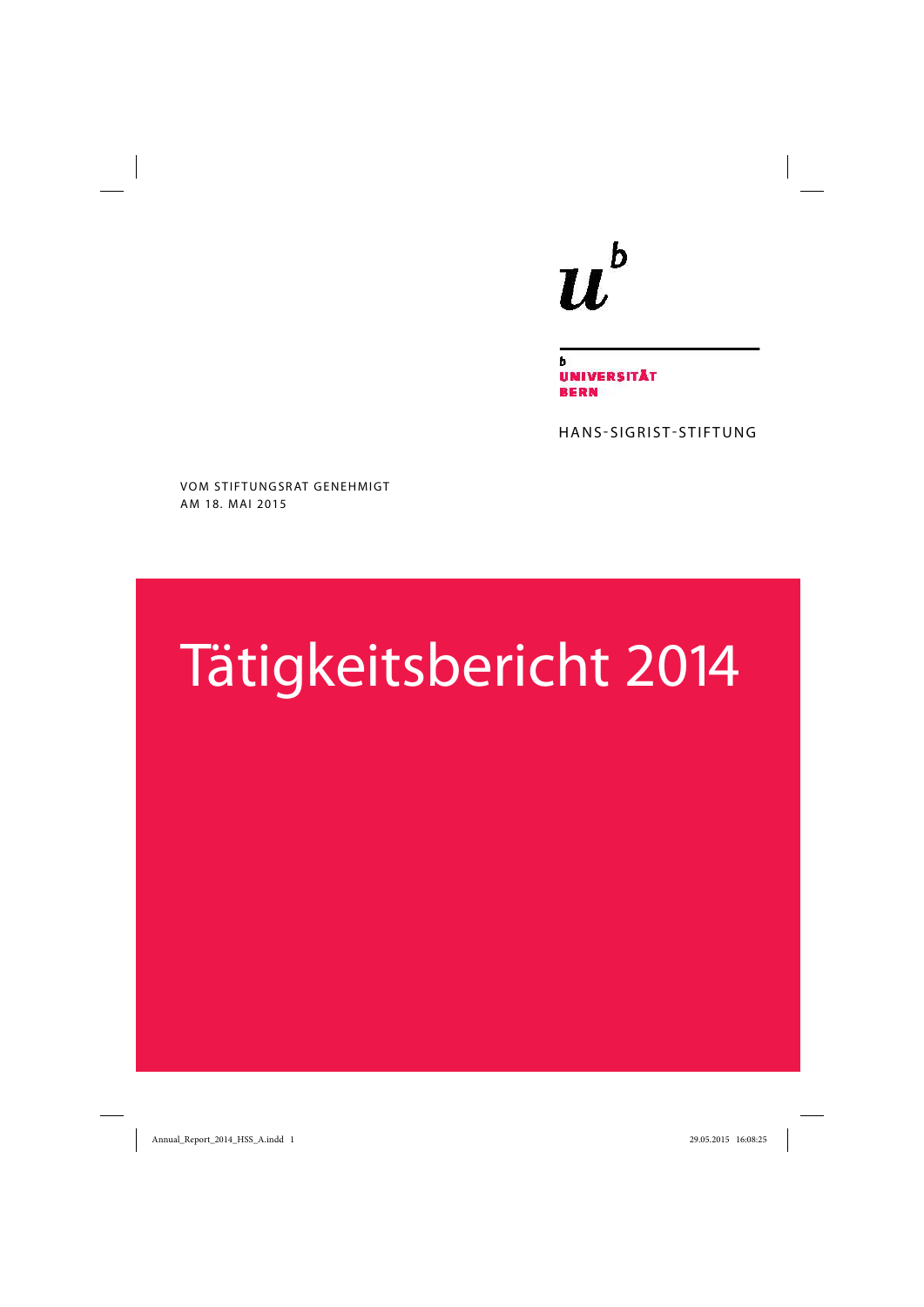UNIVERSITÄT BERN

HANS-SIGRIST-STIFTUNG

VOM STIFTUNGSRAT GENEHMIGT
AM 18. MAI 2015

# Tätigkeitsbericht 2014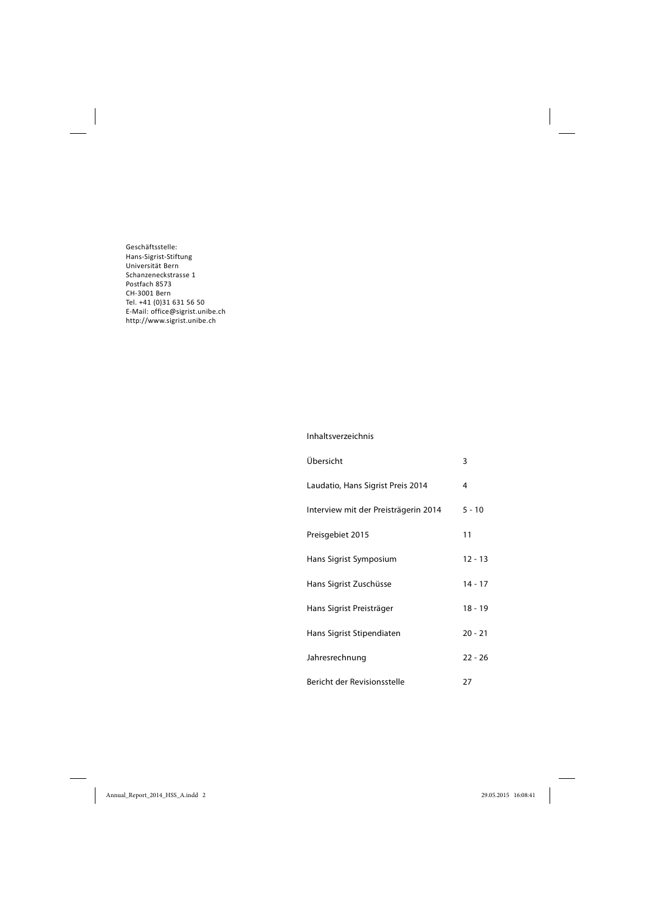Geschäftsstelle:
Hans-Sigrist-Stiftung
Universität Bern
Schanzeneckstrasse 1
Postfach 8573
CH-3001 Bern
Tel. +41 (0)31 631 56 50
E-Mail: office@sigrist.unibe.ch
http://www.sigrist.unibe.ch

## Inhaltsverzeichnis

| | |
|---|---|
| Übersicht | 3 |
| Laudatio, Hans Sigrist Preis 2014 | 4 |
| Interview mit der Preisträgerin 2014 | 5 - 10 |
| Preisgebiet 2015 | 11 |
| Hans Sigrist Symposium | 12 - 13 |
| Hans Sigrist Zuschüsse | 14 - 17 |
| Hans Sigrist Preisträger | 18 - 19 |
| Hans Sigrist Stipendiaten | 20 - 21 |
| Jahresrechnung | 22 - 26 |
| Bericht der Revisionsstelle | 27 |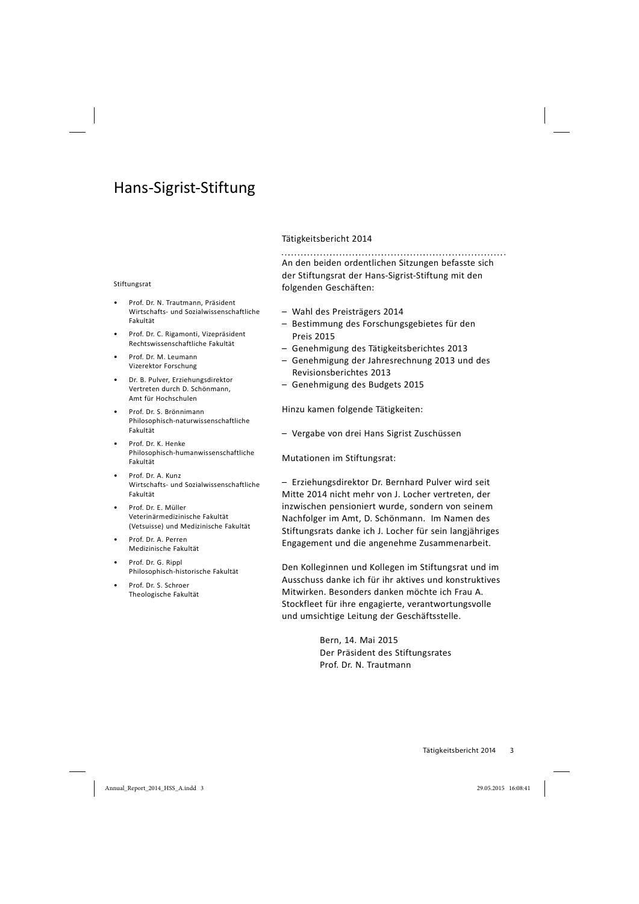# Hans-Sigrist-Stiftung

Stiftungsrat

- Prof. Dr. N. Trautmann, Präsident
  Wirtschafts- und Sozialwissenschaftliche Fakultät
- Prof. Dr. C. Rigamonti, Vizepräsident
  Rechtswissenschaftliche Fakultät
- Prof. Dr. M. Leumann
  Vizerektor Forschung
- Dr. B. Pulver, Erziehungsdirektor
  Vertreten durch D. Schönmann,
  Amt für Hochschulen
- Prof. Dr. S. Brönnimann
  Philosophisch-naturwissenschaftliche Fakultät
- Prof. Dr. K. Henke
  Philosophisch-humanwissenschaftliche Fakultät
- Prof. Dr. A. Kunz
  Wirtschafts- und Sozialwissenschaftliche Fakultät
- Prof. Dr. E. Müller
  Veterinärmedizinische Fakultät (Vetsuisse) und Medizinische Fakultät
- Prof. Dr. A. Perren
  Medizinische Fakultät
- Prof. Dr. G. Rippl
  Philosophisch-historische Fakultät
- Prof. Dr. S. Schroer
  Theologische Fakultät

## Tätigkeitsbericht 2014

An den beiden ordentlichen Sitzungen befasste sich der Stiftungsrat der Hans-Sigrist-Stiftung mit den folgenden Geschäften:

- Wahl des Preisträgers 2014
- Bestimmung des Forschungsgebietes für den Preis 2015
- Genehmigung des Tätigkeitsberichtes 2013
- Genehmigung der Jahresrechnung 2013 und des Revisionsberichtes 2013
- Genehmigung des Budgets 2015

Hinzu kamen folgende Tätigkeiten:

- Vergabe von drei Hans Sigrist Zuschüssen

Mutationen im Stiftungsrat:

– Erziehungsdirektor Dr. Bernhard Pulver wird seit Mitte 2014 nicht mehr von J. Locher vertreten, der inzwischen pensioniert wurde, sondern von seinem Nachfolger im Amt, D. Schönmann. Im Namen des Stiftungsrats danke ich J. Locher für sein langjähriges Engagement und die angenehme Zusammenarbeit.

Den Kolleginnen und Kollegen im Stiftungsrat und im Ausschuss danke ich für ihr aktives und konstruktives Mitwirken. Besonders danken möchte ich Frau A. Stockfleet für ihre engagierte, verantwortungsvolle und umsichtige Leitung der Geschäftsstelle.

Bern, 14. Mai 2015
Der Präsident des Stiftungsrates
Prof. Dr. N. Trautmann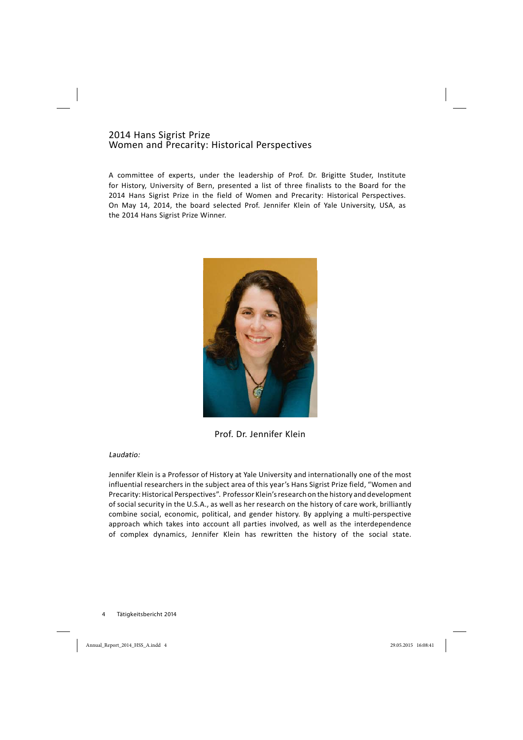## 2014 Hans Sigrist Prize
## Women and Precarity: Historical Perspectives

A committee of experts, under the leadership of Prof. Dr. Brigitte Studer, Institute for History, University of Bern, presented a list of three finalists to the Board for the 2014 Hans Sigrist Prize in the field of Women and Precarity: Historical Perspectives. On May 14, 2014, the board selected Prof. Jennifer Klein of Yale University, USA, as the 2014 Hans Sigrist Prize Winner.

Prof. Dr. Jennifer Klein

*Laudatio:*

Jennifer Klein is a Professor of History at Yale University and internationally one of the most influential researchers in the subject area of this year's Hans Sigrist Prize field, "Women and Precarity: Historical Perspectives". Professor Klein's research on the history and development of social security in the U.S.A., as well as her research on the history of care work, brilliantly combine social, economic, political, and gender history. By applying a multi-perspective approach which takes into account all parties involved, as well as the interdependence of complex dynamics, Jennifer Klein has rewritten the history of the social state.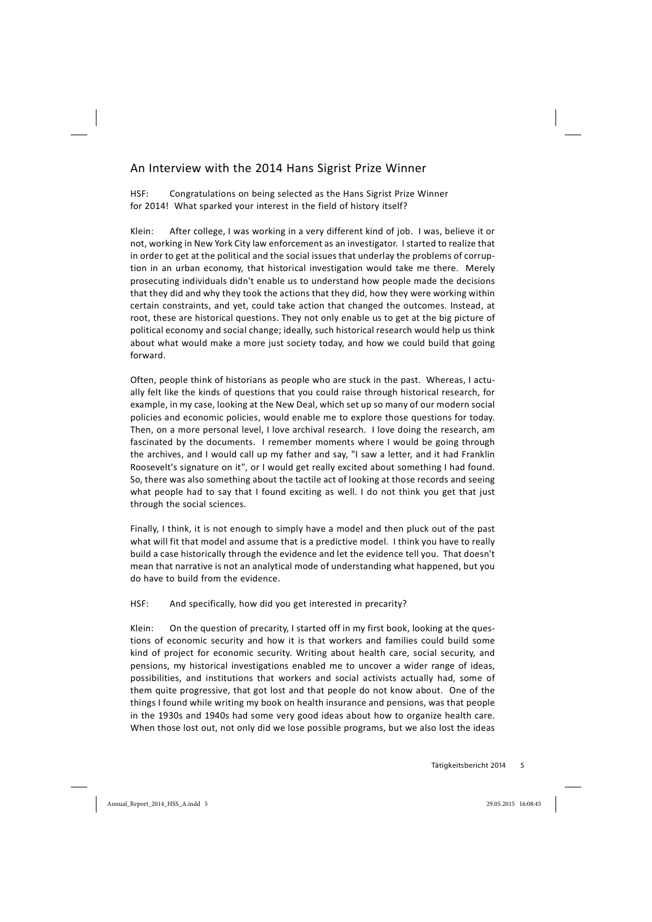## An Interview with the 2014 Hans Sigrist Prize Winner

HSF: Congratulations on being selected as the Hans Sigrist Prize Winner for 2014! What sparked your interest in the field of history itself?

Klein: After college, I was working in a very different kind of job. I was, believe it or not, working in New York City law enforcement as an investigator. I started to realize that in order to get at the political and the social issues that underlay the problems of corruption in an urban economy, that historical investigation would take me there. Merely prosecuting individuals didn't enable us to understand how people made the decisions that they did and why they took the actions that they did, how they were working within certain constraints, and yet, could take action that changed the outcomes. Instead, at root, these are historical questions. They not only enable us to get at the big picture of political economy and social change; ideally, such historical research would help us think about what would make a more just society today, and how we could build that going forward.

Often, people think of historians as people who are stuck in the past. Whereas, I actually felt like the kinds of questions that you could raise through historical research, for example, in my case, looking at the New Deal, which set up so many of our modern social policies and economic policies, would enable me to explore those questions for today. Then, on a more personal level, I love archival research. I love doing the research, am fascinated by the documents. I remember moments where I would be going through the archives, and I would call up my father and say, "I saw a letter, and it had Franklin Roosevelt's signature on it", or I would get really excited about something I had found. So, there was also something about the tactile act of looking at those records and seeing what people had to say that I found exciting as well. I do not think you get that just through the social sciences.

Finally, I think, it is not enough to simply have a model and then pluck out of the past what will fit that model and assume that is a predictive model. I think you have to really build a case historically through the evidence and let the evidence tell you. That doesn't mean that narrative is not an analytical mode of understanding what happened, but you do have to build from the evidence.

HSF: And specifically, how did you get interested in precarity?

Klein: On the question of precarity, I started off in my first book, looking at the questions of economic security and how it is that workers and families could build some kind of project for economic security. Writing about health care, social security, and pensions, my historical investigations enabled me to uncover a wider range of ideas, possibilities, and institutions that workers and social activists actually had, some of them quite progressive, that got lost and that people do not know about. One of the things I found while writing my book on health insurance and pensions, was that people in the 1930s and 1940s had some very good ideas about how to organize health care. When those lost out, not only did we lose possible programs, but we also lost the ideas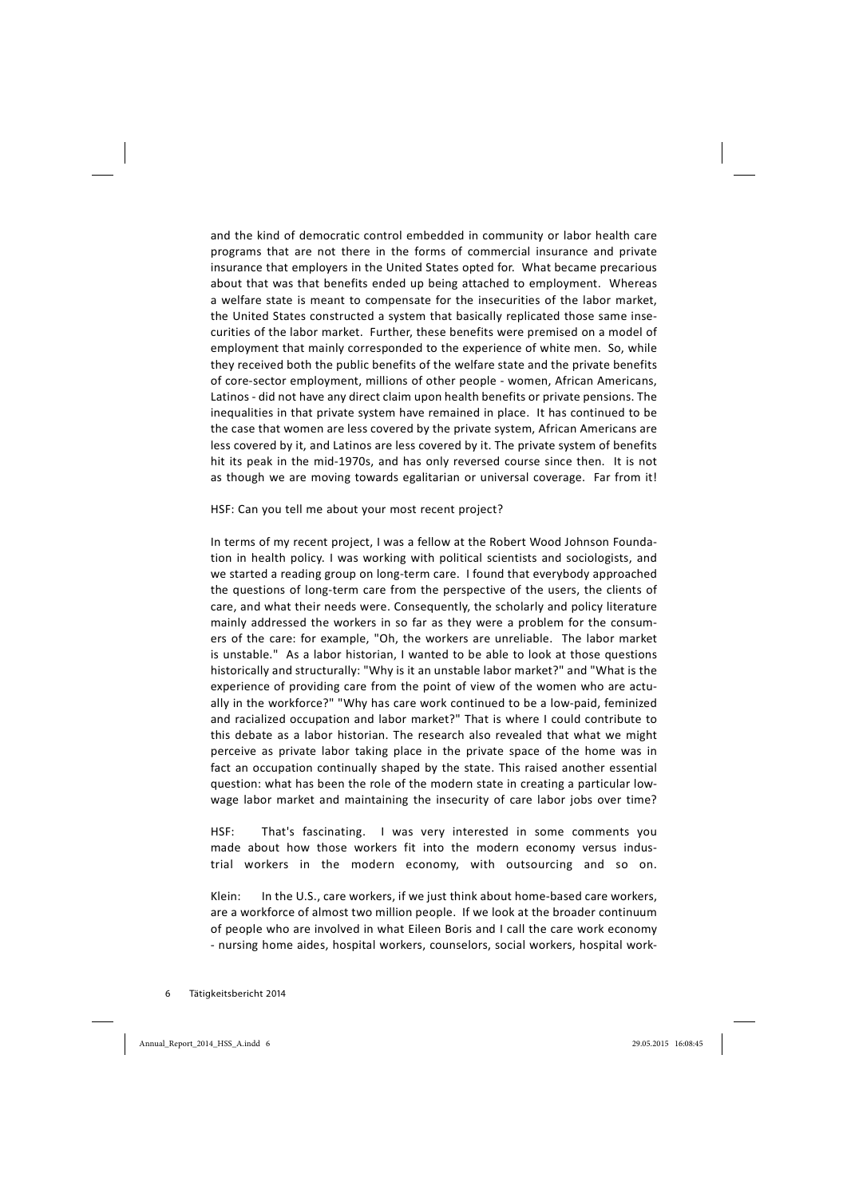and the kind of democratic control embedded in community or labor health care programs that are not there in the forms of commercial insurance and private insurance that employers in the United States opted for. What became precarious about that was that benefits ended up being attached to employment. Whereas a welfare state is meant to compensate for the insecurities of the labor market, the United States constructed a system that basically replicated those same insecurities of the labor market. Further, these benefits were premised on a model of employment that mainly corresponded to the experience of white men. So, while they received both the public benefits of the welfare state and the private benefits of core-sector employment, millions of other people - women, African Americans, Latinos - did not have any direct claim upon health benefits or private pensions. The inequalities in that private system have remained in place. It has continued to be the case that women are less covered by the private system, African Americans are less covered by it, and Latinos are less covered by it. The private system of benefits hit its peak in the mid-1970s, and has only reversed course since then. It is not as though we are moving towards egalitarian or universal coverage. Far from it!

HSF: Can you tell me about your most recent project?

In terms of my recent project, I was a fellow at the Robert Wood Johnson Foundation in health policy. I was working with political scientists and sociologists, and we started a reading group on long-term care. I found that everybody approached the questions of long-term care from the perspective of the users, the clients of care, and what their needs were. Consequently, the scholarly and policy literature mainly addressed the workers in so far as they were a problem for the consumers of the care: for example, "Oh, the workers are unreliable. The labor market is unstable." As a labor historian, I wanted to be able to look at those questions historically and structurally: "Why is it an unstable labor market?" and "What is the experience of providing care from the point of view of the women who are actually in the workforce?" "Why has care work continued to be a low-paid, feminized and racialized occupation and labor market?" That is where I could contribute to this debate as a labor historian. The research also revealed that what we might perceive as private labor taking place in the private space of the home was in fact an occupation continually shaped by the state. This raised another essential question: what has been the role of the modern state in creating a particular low-wage labor market and maintaining the insecurity of care labor jobs over time?

HSF: That's fascinating. I was very interested in some comments you made about how those workers fit into the modern economy versus industrial workers in the modern economy, with outsourcing and so on.

Klein: In the U.S., care workers, if we just think about home-based care workers, are a workforce of almost two million people. If we look at the broader continuum of people who are involved in what Eileen Boris and I call the care work economy - nursing home aides, hospital workers, counselors, social workers, hospital work-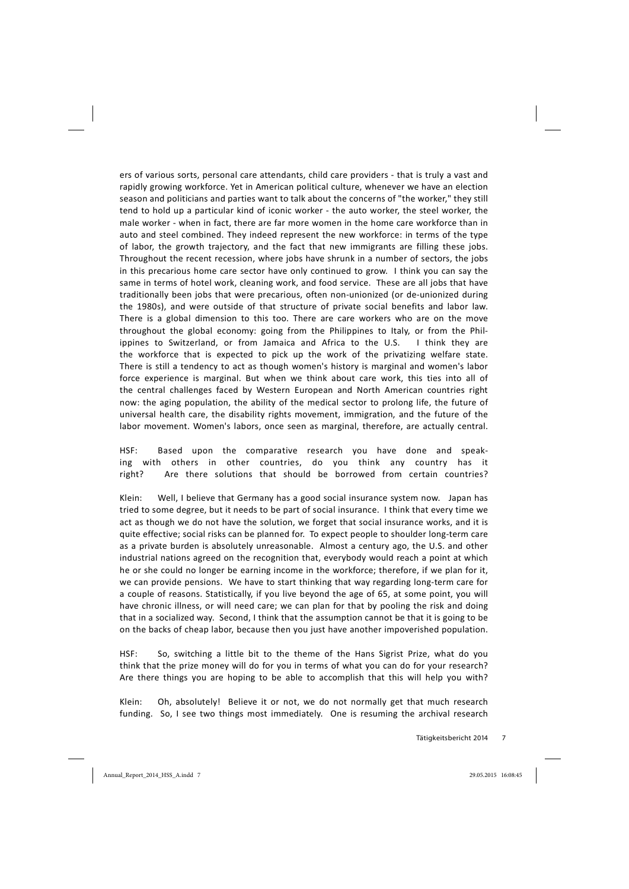ers of various sorts, personal care attendants, child care providers - that is truly a vast and rapidly growing workforce. Yet in American political culture, whenever we have an election season and politicians and parties want to talk about the concerns of "the worker," they still tend to hold up a particular kind of iconic worker - the auto worker, the steel worker, the male worker - when in fact, there are far more women in the home care workforce than in auto and steel combined. They indeed represent the new workforce: in terms of the type of labor, the growth trajectory, and the fact that new immigrants are filling these jobs. Throughout the recent recession, where jobs have shrunk in a number of sectors, the jobs in this precarious home care sector have only continued to grow. I think you can say the same in terms of hotel work, cleaning work, and food service. These are all jobs that have traditionally been jobs that were precarious, often non-unionized (or de-unionized during the 1980s), and were outside of that structure of private social benefits and labor law. There is a global dimension to this too. There are care workers who are on the move throughout the global economy: going from the Philippines to Italy, or from the Philippines to Switzerland, or from Jamaica and Africa to the U.S. I think they are the workforce that is expected to pick up the work of the privatizing welfare state. There is still a tendency to act as though women's history is marginal and women's labor force experience is marginal. But when we think about care work, this ties into all of the central challenges faced by Western European and North American countries right now: the aging population, the ability of the medical sector to prolong life, the future of universal health care, the disability rights movement, immigration, and the future of the labor movement. Women's labors, once seen as marginal, therefore, are actually central.

HSF: Based upon the comparative research you have done and speaking with others in other countries, do you think any country has it right? Are there solutions that should be borrowed from certain countries?

Klein: Well, I believe that Germany has a good social insurance system now. Japan has tried to some degree, but it needs to be part of social insurance. I think that every time we act as though we do not have the solution, we forget that social insurance works, and it is quite effective; social risks can be planned for. To expect people to shoulder long-term care as a private burden is absolutely unreasonable. Almost a century ago, the U.S. and other industrial nations agreed on the recognition that, everybody would reach a point at which he or she could no longer be earning income in the workforce; therefore, if we plan for it, we can provide pensions. We have to start thinking that way regarding long-term care for a couple of reasons. Statistically, if you live beyond the age of 65, at some point, you will have chronic illness, or will need care; we can plan for that by pooling the risk and doing that in a socialized way. Second, I think that the assumption cannot be that it is going to be on the backs of cheap labor, because then you just have another impoverished population.

HSF: So, switching a little bit to the theme of the Hans Sigrist Prize, what do you think that the prize money will do for you in terms of what you can do for your research? Are there things you are hoping to be able to accomplish that this will help you with?

Klein: Oh, absolutely! Believe it or not, we do not normally get that much research funding. So, I see two things most immediately. One is resuming the archival research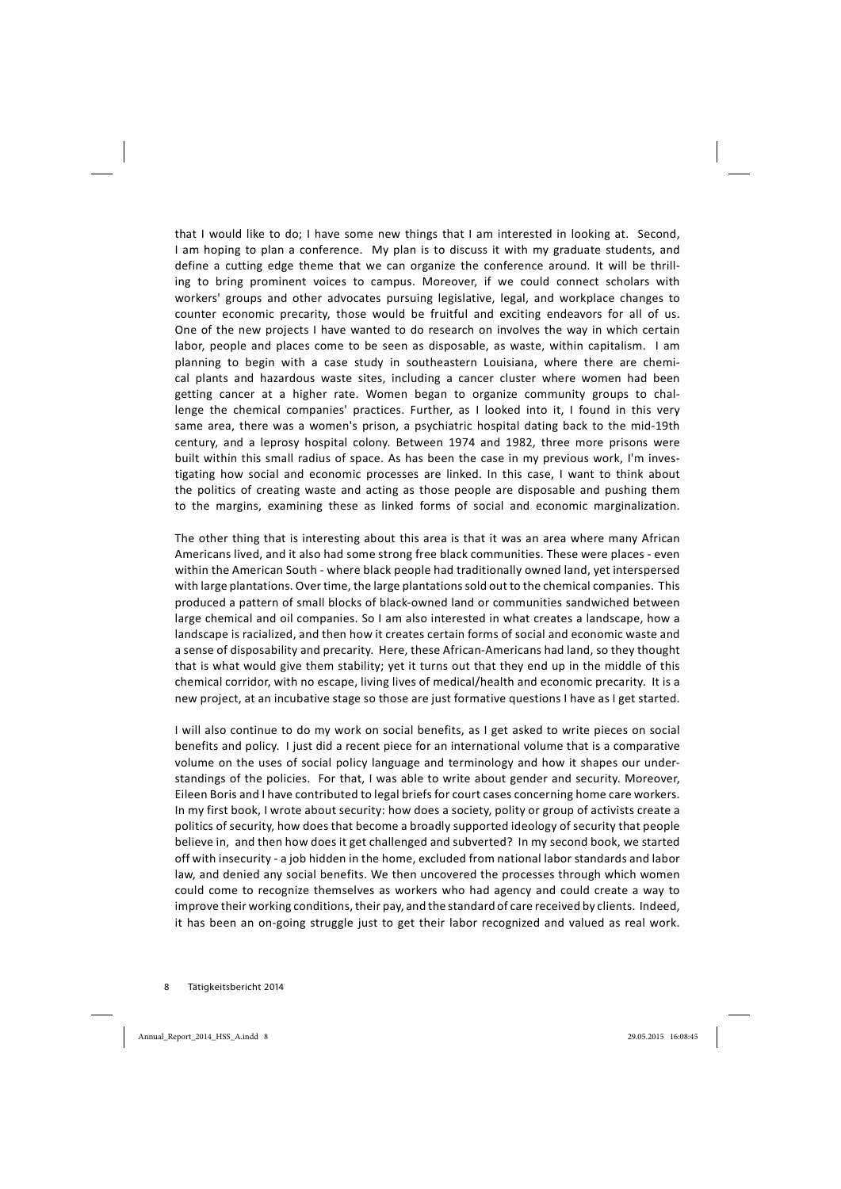that I would like to do; I have some new things that I am interested in looking at. Second, I am hoping to plan a conference. My plan is to discuss it with my graduate students, and define a cutting edge theme that we can organize the conference around. It will be thrilling to bring prominent voices to campus. Moreover, if we could connect scholars with workers' groups and other advocates pursuing legislative, legal, and workplace changes to counter economic precarity, those would be fruitful and exciting endeavors for all of us. One of the new projects I have wanted to do research on involves the way in which certain labor, people and places come to be seen as disposable, as waste, within capitalism. I am planning to begin with a case study in southeastern Louisiana, where there are chemical plants and hazardous waste sites, including a cancer cluster where women had been getting cancer at a higher rate. Women began to organize community groups to challenge the chemical companies' practices. Further, as I looked into it, I found in this very same area, there was a women's prison, a psychiatric hospital dating back to the mid-19th century, and a leprosy hospital colony. Between 1974 and 1982, three more prisons were built within this small radius of space. As has been the case in my previous work, I'm investigating how social and economic processes are linked. In this case, I want to think about the politics of creating waste and acting as those people are disposable and pushing them to the margins, examining these as linked forms of social and economic marginalization.

The other thing that is interesting about this area is that it was an area where many African Americans lived, and it also had some strong free black communities. These were places - even within the American South - where black people had traditionally owned land, yet interspersed with large plantations. Over time, the large plantations sold out to the chemical companies. This produced a pattern of small blocks of black-owned land or communities sandwiched between large chemical and oil companies. So I am also interested in what creates a landscape, how a landscape is racialized, and then how it creates certain forms of social and economic waste and a sense of disposability and precarity. Here, these African-Americans had land, so they thought that is what would give them stability; yet it turns out that they end up in the middle of this chemical corridor, with no escape, living lives of medical/health and economic precarity. It is a new project, at an incubative stage so those are just formative questions I have as I get started.

I will also continue to do my work on social benefits, as I get asked to write pieces on social benefits and policy. I just did a recent piece for an international volume that is a comparative volume on the uses of social policy language and terminology and how it shapes our understandings of the policies. For that, I was able to write about gender and security. Moreover, Eileen Boris and I have contributed to legal briefs for court cases concerning home care workers. In my first book, I wrote about security: how does a society, polity or group of activists create a politics of security, how does that become a broadly supported ideology of security that people believe in, and then how does it get challenged and subverted? In my second book, we started off with insecurity - a job hidden in the home, excluded from national labor standards and labor law, and denied any social benefits. We then uncovered the processes through which women could come to recognize themselves as workers who had agency and could create a way to improve their working conditions, their pay, and the standard of care received by clients. Indeed, it has been an on-going struggle just to get their labor recognized and valued as real work.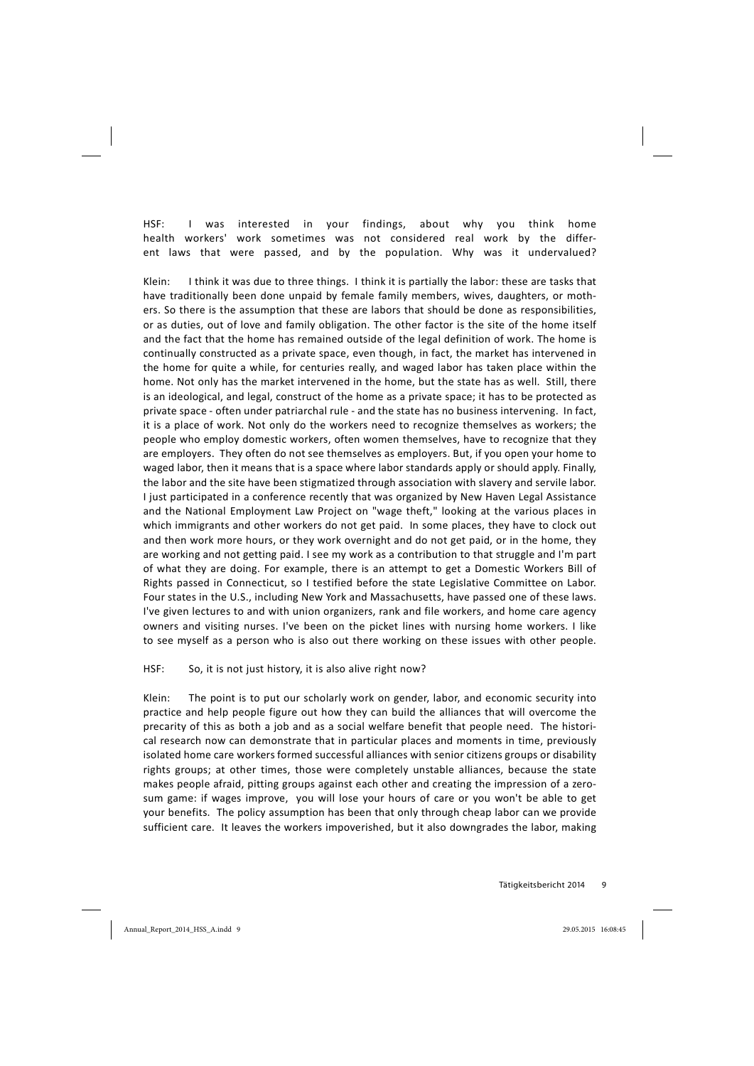HSF: I was interested in your findings, about why you think home health workers' work sometimes was not considered real work by the different laws that were passed, and by the population. Why was it undervalued?

Klein: I think it was due to three things. I think it is partially the labor: these are tasks that have traditionally been done unpaid by female family members, wives, daughters, or mothers. So there is the assumption that these are labors that should be done as responsibilities, or as duties, out of love and family obligation. The other factor is the site of the home itself and the fact that the home has remained outside of the legal definition of work. The home is continually constructed as a private space, even though, in fact, the market has intervened in the home for quite a while, for centuries really, and waged labor has taken place within the home. Not only has the market intervened in the home, but the state has as well. Still, there is an ideological, and legal, construct of the home as a private space; it has to be protected as private space - often under patriarchal rule - and the state has no business intervening. In fact, it is a place of work. Not only do the workers need to recognize themselves as workers; the people who employ domestic workers, often women themselves, have to recognize that they are employers. They often do not see themselves as employers. But, if you open your home to waged labor, then it means that is a space where labor standards apply or should apply. Finally, the labor and the site have been stigmatized through association with slavery and servile labor. I just participated in a conference recently that was organized by New Haven Legal Assistance and the National Employment Law Project on "wage theft," looking at the various places in which immigrants and other workers do not get paid. In some places, they have to clock out and then work more hours, or they work overnight and do not get paid, or in the home, they are working and not getting paid. I see my work as a contribution to that struggle and I'm part of what they are doing. For example, there is an attempt to get a Domestic Workers Bill of Rights passed in Connecticut, so I testified before the state Legislative Committee on Labor. Four states in the U.S., including New York and Massachusetts, have passed one of these laws. I've given lectures to and with union organizers, rank and file workers, and home care agency owners and visiting nurses. I've been on the picket lines with nursing home workers. I like to see myself as a person who is also out there working on these issues with other people.

HSF: So, it is not just history, it is also alive right now?

Klein: The point is to put our scholarly work on gender, labor, and economic security into practice and help people figure out how they can build the alliances that will overcome the precarity of this as both a job and as a social welfare benefit that people need. The historical research now can demonstrate that in particular places and moments in time, previously isolated home care workers formed successful alliances with senior citizens groups or disability rights groups; at other times, those were completely unstable alliances, because the state makes people afraid, pitting groups against each other and creating the impression of a zero-sum game: if wages improve, you will lose your hours of care or you won't be able to get your benefits. The policy assumption has been that only through cheap labor can we provide sufficient care. It leaves the workers impoverished, but it also downgrades the labor, making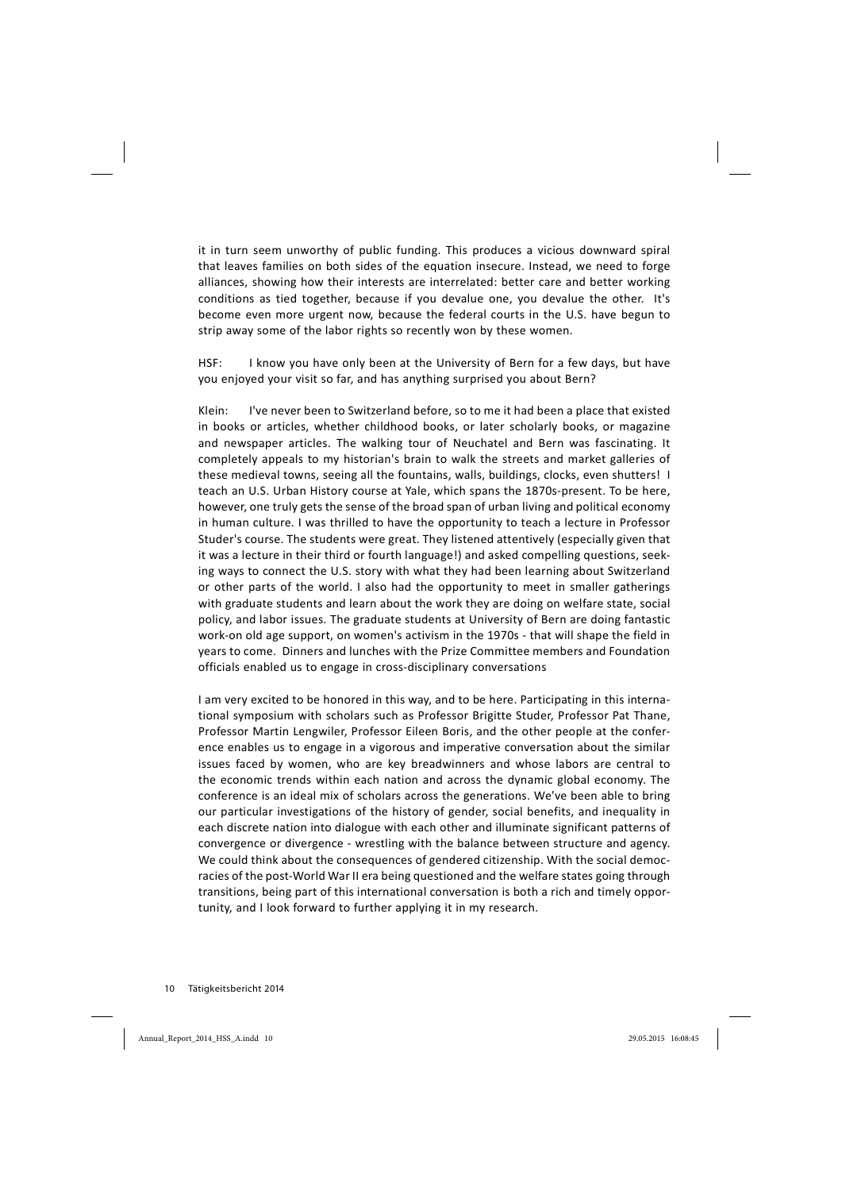it in turn seem unworthy of public funding. This produces a vicious downward spiral that leaves families on both sides of the equation insecure. Instead, we need to forge alliances, showing how their interests are interrelated: better care and better working conditions as tied together, because if you devalue one, you devalue the other. It's become even more urgent now, because the federal courts in the U.S. have begun to strip away some of the labor rights so recently won by these women.

HSF: I know you have only been at the University of Bern for a few days, but have you enjoyed your visit so far, and has anything surprised you about Bern?

Klein: I've never been to Switzerland before, so to me it had been a place that existed in books or articles, whether childhood books, or later scholarly books, or magazine and newspaper articles. The walking tour of Neuchatel and Bern was fascinating. It completely appeals to my historian's brain to walk the streets and market galleries of these medieval towns, seeing all the fountains, walls, buildings, clocks, even shutters! I teach an U.S. Urban History course at Yale, which spans the 1870s-present. To be here, however, one truly gets the sense of the broad span of urban living and political economy in human culture. I was thrilled to have the opportunity to teach a lecture in Professor Studer's course. The students were great. They listened attentively (especially given that it was a lecture in their third or fourth language!) and asked compelling questions, seeking ways to connect the U.S. story with what they had been learning about Switzerland or other parts of the world. I also had the opportunity to meet in smaller gatherings with graduate students and learn about the work they are doing on welfare state, social policy, and labor issues. The graduate students at University of Bern are doing fantastic work-on old age support, on women's activism in the 1970s - that will shape the field in years to come. Dinners and lunches with the Prize Committee members and Foundation officials enabled us to engage in cross-disciplinary conversations

I am very excited to be honored in this way, and to be here. Participating in this international symposium with scholars such as Professor Brigitte Studer, Professor Pat Thane, Professor Martin Lengwiler, Professor Eileen Boris, and the other people at the conference enables us to engage in a vigorous and imperative conversation about the similar issues faced by women, who are key breadwinners and whose labors are central to the economic trends within each nation and across the dynamic global economy. The conference is an ideal mix of scholars across the generations. We've been able to bring our particular investigations of the history of gender, social benefits, and inequality in each discrete nation into dialogue with each other and illuminate significant patterns of convergence or divergence - wrestling with the balance between structure and agency. We could think about the consequences of gendered citizenship. With the social democracies of the post-World War II era being questioned and the welfare states going through transitions, being part of this international conversation is both a rich and timely opportunity, and I look forward to further applying it in my research.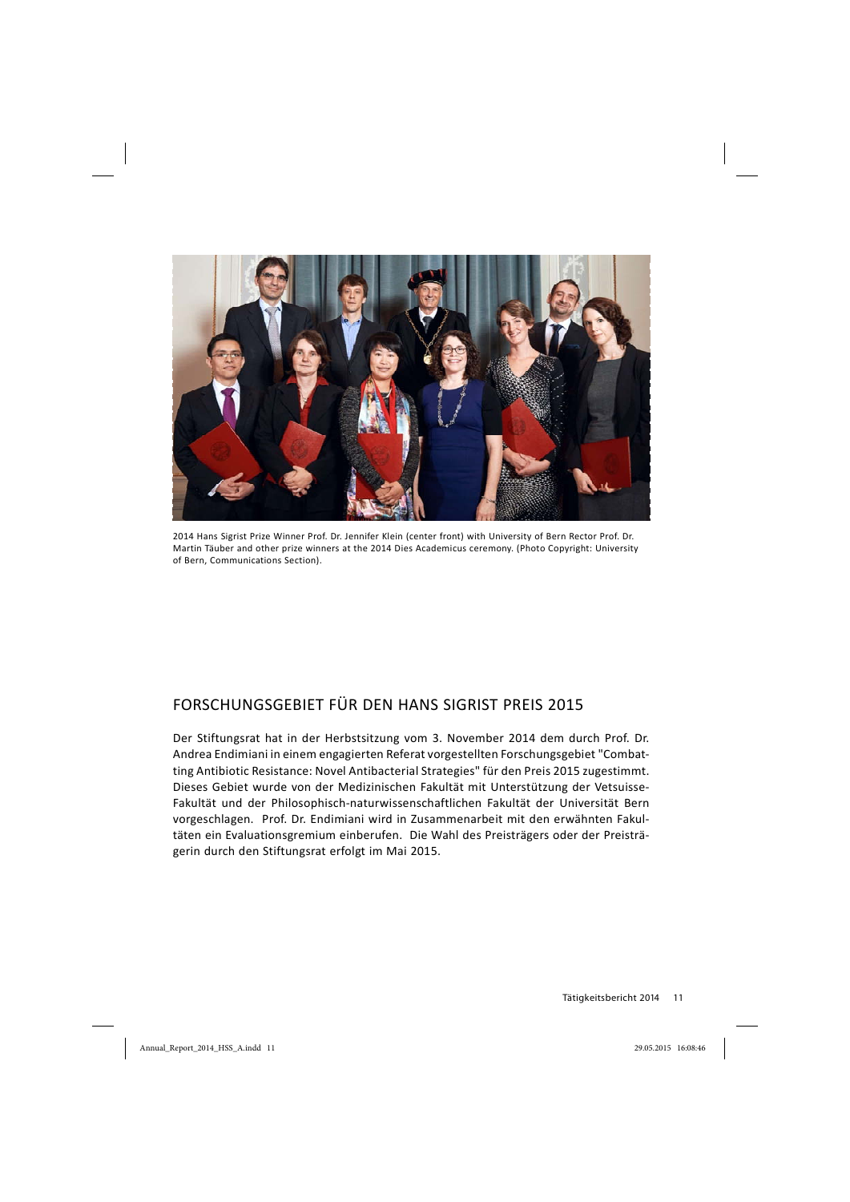2014 Hans Sigrist Prize Winner Prof. Dr. Jennifer Klein (center front) with University of Bern Rector Prof. Dr. Martin Täuber and other prize winners at the 2014 Dies Academicus ceremony. (Photo Copyright: University of Bern, Communications Section).

## FORSCHUNGSGEBIET FÜR DEN HANS SIGRIST PREIS 2015

Der Stiftungsrat hat in der Herbstsitzung vom 3. November 2014 dem durch Prof. Dr. Andrea Endimiani in einem engagierten Referat vorgestellten Forschungsgebiet "Combatting Antibiotic Resistance: Novel Antibacterial Strategies" für den Preis 2015 zugestimmt. Dieses Gebiet wurde von der Medizinischen Fakultät mit Unterstützung der Vetsuisse-Fakultät und der Philosophisch-naturwissenschaftlichen Fakultät der Universität Bern vorgeschlagen. Prof. Dr. Endimiani wird in Zusammenarbeit mit den erwähnten Fakultäten ein Evaluationsgremium einberufen. Die Wahl des Preisträgers oder der Preisträgerin durch den Stiftungsrat erfolgt im Mai 2015.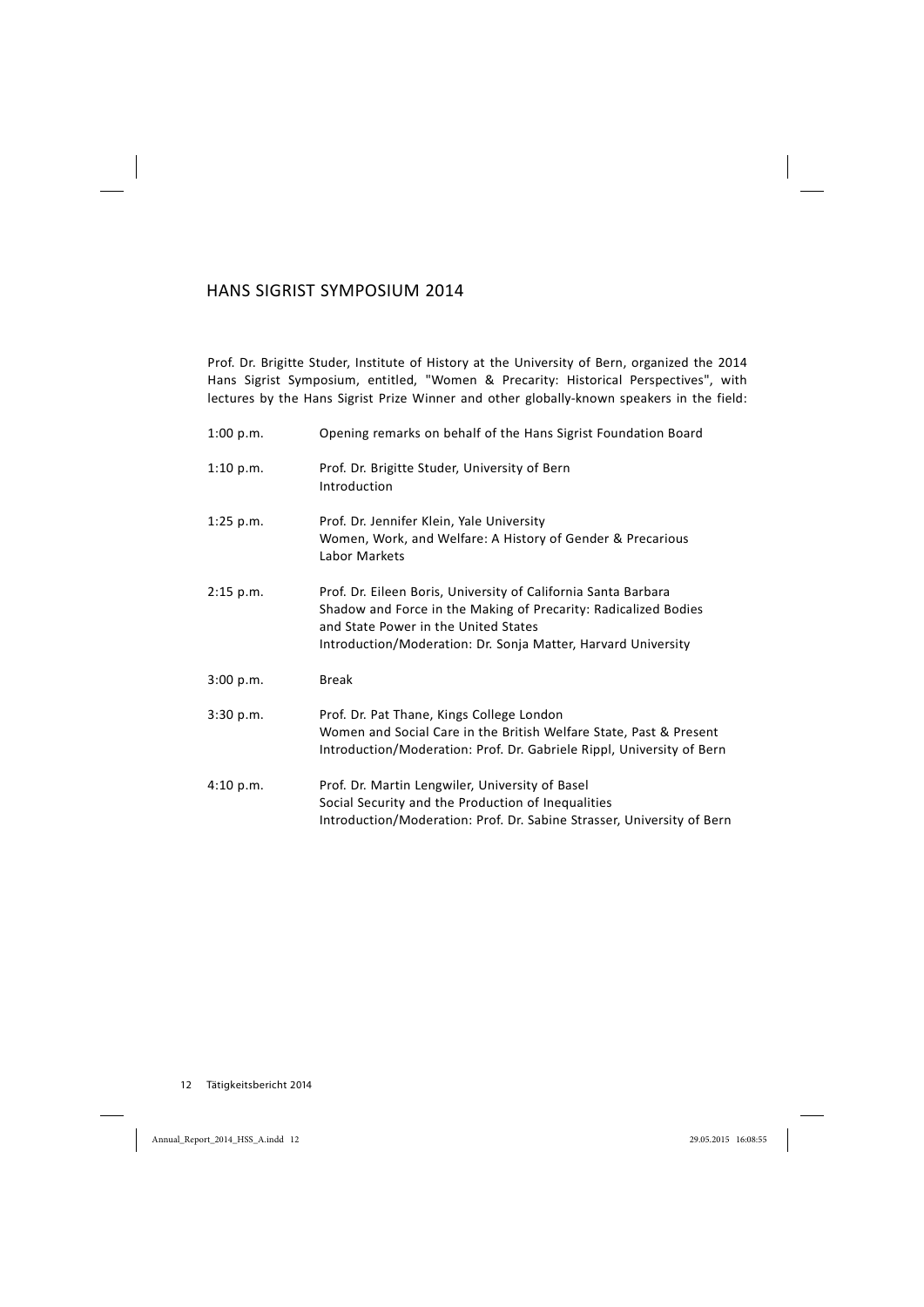## HANS SIGRIST SYMPOSIUM 2014

Prof. Dr. Brigitte Studer, Institute of History at the University of Bern, organized the 2014 Hans Sigrist Symposium, entitled, "Women & Precarity: Historical Perspectives", with lectures by the Hans Sigrist Prize Winner and other globally-known speakers in the field:

| | |
|---|---|
| 1:00 p.m. | Opening remarks on behalf of the Hans Sigrist Foundation Board |
| 1:10 p.m. | Prof. Dr. Brigitte Studer, University of Bern<br>Introduction |
| 1:25 p.m. | Prof. Dr. Jennifer Klein, Yale University<br>Women, Work, and Welfare: A History of Gender & Precarious Labor Markets |
| 2:15 p.m. | Prof. Dr. Eileen Boris, University of California Santa Barbara<br>Shadow and Force in the Making of Precarity: Radicalized Bodies and State Power in the United States<br>Introduction/Moderation: Dr. Sonja Matter, Harvard University |
| 3:00 p.m. | Break |
| 3:30 p.m. | Prof. Dr. Pat Thane, Kings College London<br>Women and Social Care in the British Welfare State, Past & Present<br>Introduction/Moderation: Prof. Dr. Gabriele Rippl, University of Bern |
| 4:10 p.m. | Prof. Dr. Martin Lengwiler, University of Basel<br>Social Security and the Production of Inequalities<br>Introduction/Moderation: Prof. Dr. Sabine Strasser, University of Bern |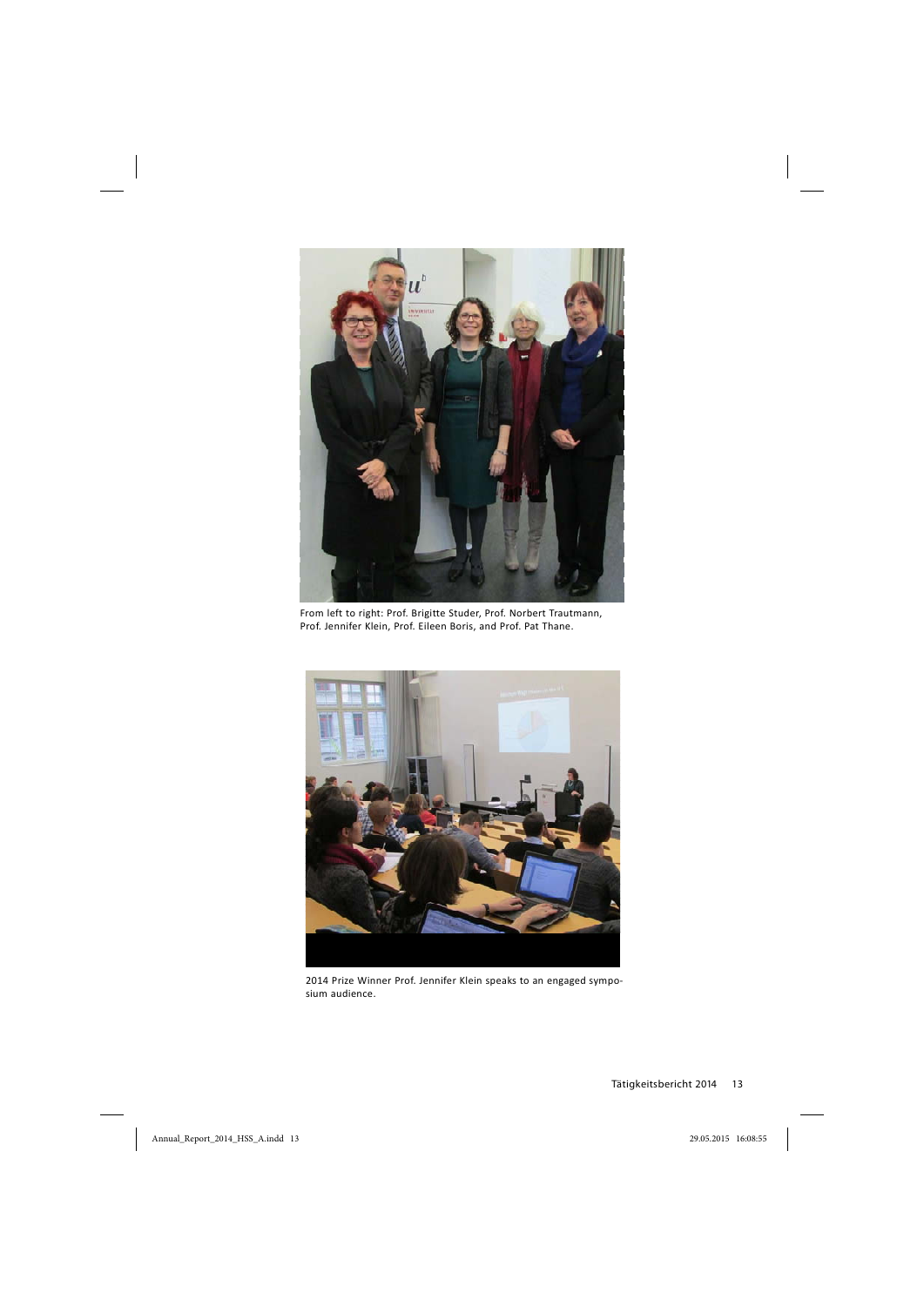From left to right: Prof. Brigitte Studer, Prof. Norbert Trautmann, Prof. Jennifer Klein, Prof. Eileen Boris, and Prof. Pat Thane.

2014 Prize Winner Prof. Jennifer Klein speaks to an engaged symposium audience.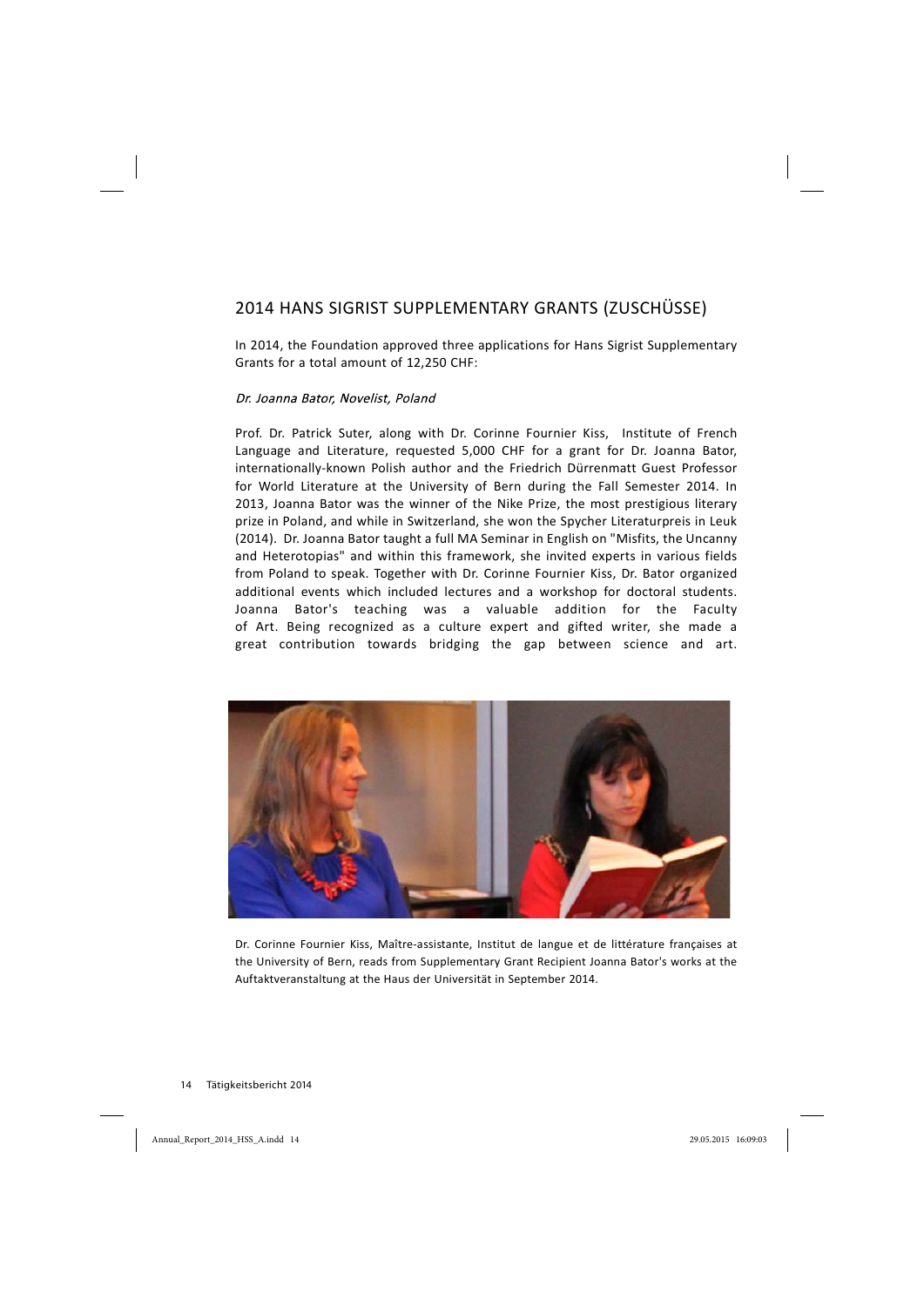## 2014 HANS SIGRIST SUPPLEMENTARY GRANTS (ZUSCHÜSSE)

In 2014, the Foundation approved three applications for Hans Sigrist Supplementary Grants for a total amount of 12,250 CHF:

*Dr. Joanna Bator, Novelist, Poland*

Prof. Dr. Patrick Suter, along with Dr. Corinne Fournier Kiss, Institute of French Language and Literature, requested 5,000 CHF for a grant for Dr. Joanna Bator, internationally-known Polish author and the Friedrich Dürrenmatt Guest Professor for World Literature at the University of Bern during the Fall Semester 2014. In 2013, Joanna Bator was the winner of the Nike Prize, the most prestigious literary prize in Poland, and while in Switzerland, she won the Spycher Literaturpreis in Leuk (2014). Dr. Joanna Bator taught a full MA Seminar in English on "Misfits, the Uncanny and Heterotopias" and within this framework, she invited experts in various fields from Poland to speak. Together with Dr. Corinne Fournier Kiss, Dr. Bator organized additional events which included lectures and a workshop for doctoral students. Joanna Bator's teaching was a valuable addition for the Faculty of Art. Being recognized as a culture expert and gifted writer, she made a great contribution towards bridging the gap between science and art.

Dr. Corinne Fournier Kiss, Maître-assistante, Institut de langue et de littérature françaises at the University of Bern, reads from Supplementary Grant Recipient Joanna Bator's works at the Auftaktveranstaltung at the Haus der Universität in September 2014.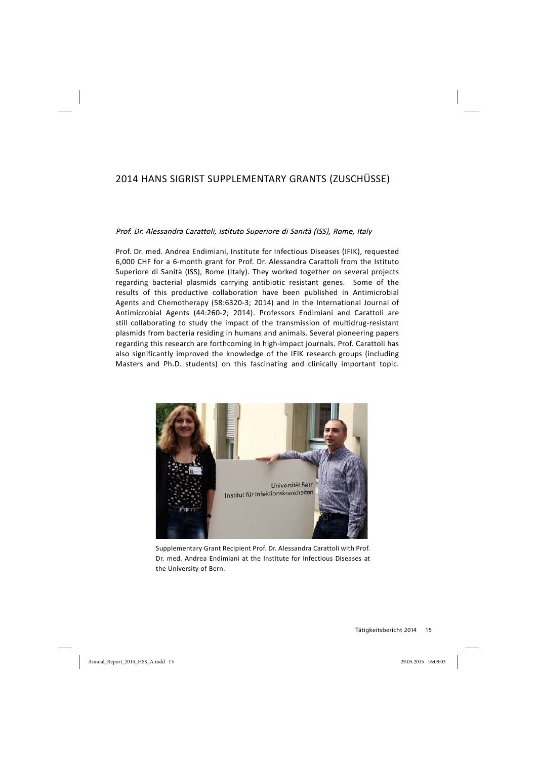## 2014 HANS SIGRIST SUPPLEMENTARY GRANTS (ZUSCHÜSSE)

*Prof. Dr. Alessandra Carattoli, Istituto Superiore di Sanità (ISS), Rome, Italy*

Prof. Dr. med. Andrea Endimiani, Institute for Infectious Diseases (IFIK), requested 6,000 CHF for a 6-month grant for Prof. Dr. Alessandra Carattoli from the Istituto Superiore di Sanità (ISS), Rome (Italy). They worked together on several projects regarding bacterial plasmids carrying antibiotic resistant genes. Some of the results of this productive collaboration have been published in Antimicrobial Agents and Chemotherapy (58:6320-3; 2014) and in the International Journal of Antimicrobial Agents (44:260-2; 2014). Professors Endimiani and Carattoli are still collaborating to study the impact of the transmission of multidrug-resistant plasmids from bacteria residing in humans and animals. Several pioneering papers regarding this research are forthcoming in high-impact journals. Prof. Carattoli has also significantly improved the knowledge of the IFIK research groups (including Masters and Ph.D. students) on this fascinating and clinically important topic.

Supplementary Grant Recipient Prof. Dr. Alessandra Carattoli with Prof. Dr. med. Andrea Endimiani at the Institute for Infectious Diseases at the University of Bern.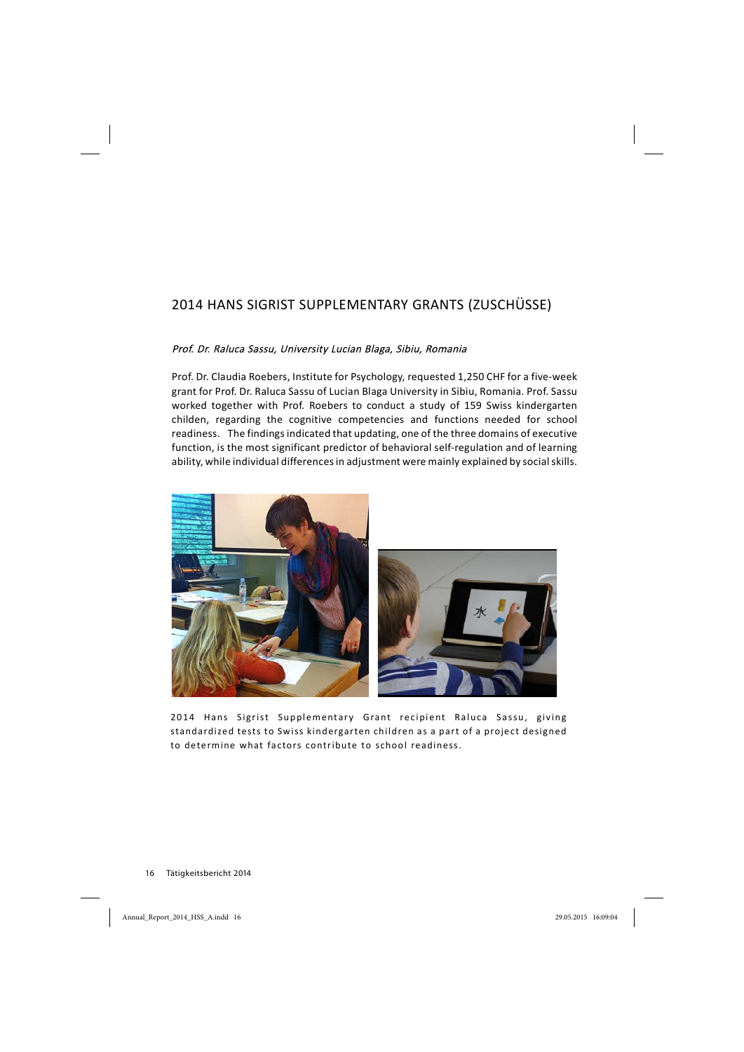## 2014 HANS SIGRIST SUPPLEMENTARY GRANTS (ZUSCHÜSSE)

*Prof. Dr. Raluca Sassu, University Lucian Blaga, Sibiu, Romania*

Prof. Dr. Claudia Roebers, Institute for Psychology, requested 1,250 CHF for a five-week grant for Prof. Dr. Raluca Sassu of Lucian Blaga University in Sibiu, Romania. Prof. Sassu worked together with Prof. Roebers to conduct a study of 159 Swiss kindergarten childen, regarding the cognitive competencies and functions needed for school readiness. The findings indicated that updating, one of the three domains of executive function, is the most significant predictor of behavioral self-regulation and of learning ability, while individual differences in adjustment were mainly explained by social skills.

2014 Hans Sigrist Supplementary Grant recipient Raluca Sassu, giving standardized tests to Swiss kindergarten children as a part of a project designed to determine what factors contribute to school readiness.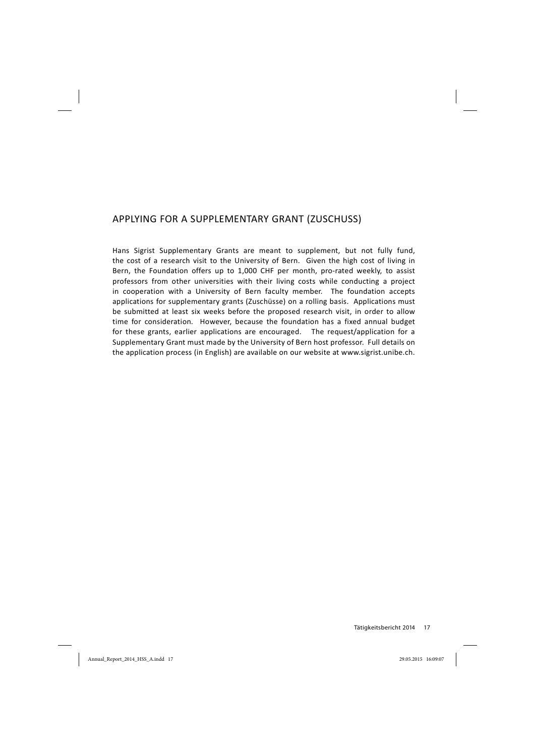## APPLYING FOR A SUPPLEMENTARY GRANT (ZUSCHUSS)

Hans Sigrist Supplementary Grants are meant to supplement, but not fully fund, the cost of a research visit to the University of Bern. Given the high cost of living in Bern, the Foundation offers up to 1,000 CHF per month, pro-rated weekly, to assist professors from other universities with their living costs while conducting a project in cooperation with a University of Bern faculty member. The foundation accepts applications for supplementary grants (Zuschüsse) on a rolling basis. Applications must be submitted at least six weeks before the proposed research visit, in order to allow time for consideration. However, because the foundation has a fixed annual budget for these grants, earlier applications are encouraged. The request/application for a Supplementary Grant must made by the University of Bern host professor. Full details on the application process (in English) are available on our website at www.sigrist.unibe.ch.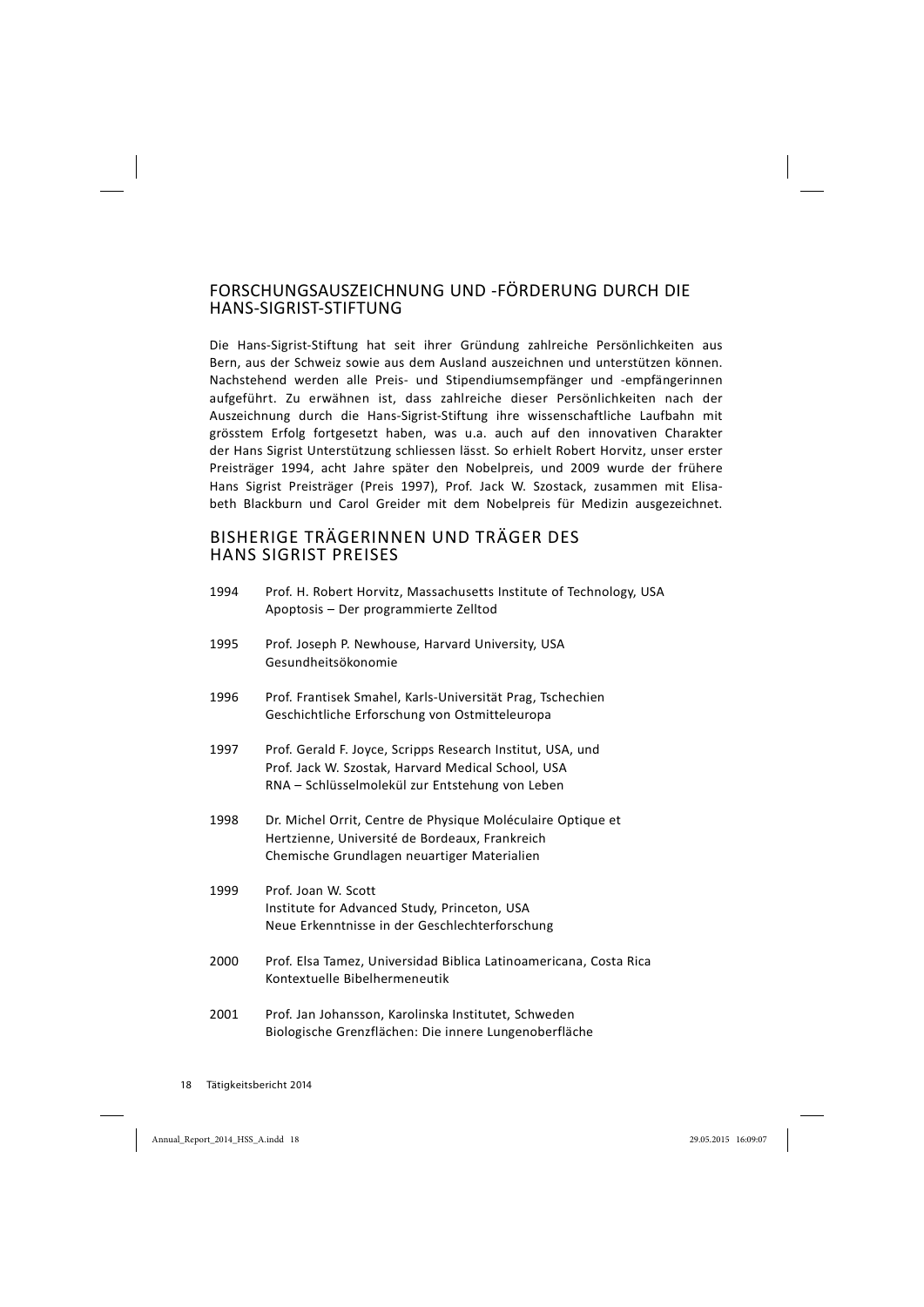## FORSCHUNGSAUSZEICHNUNG UND -FÖRDERUNG DURCH DIE HANS-SIGRIST-STIFTUNG

Die Hans-Sigrist-Stiftung hat seit ihrer Gründung zahlreiche Persönlichkeiten aus Bern, aus der Schweiz sowie aus dem Ausland auszeichnen und unterstützen können. Nachstehend werden alle Preis- und Stipendiumsempfänger und -empfängerinnen aufgeführt. Zu erwähnen ist, dass zahlreiche dieser Persönlichkeiten nach der Auszeichnung durch die Hans-Sigrist-Stiftung ihre wissenschaftliche Laufbahn mit grösstem Erfolg fortgesetzt haben, was u.a. auch auf den innovativen Charakter der Hans Sigrist Unterstützung schliessen lässt. So erhielt Robert Horvitz, unser erster Preisträger 1994, acht Jahre später den Nobelpreis, und 2009 wurde der frühere Hans Sigrist Preisträger (Preis 1997), Prof. Jack W. Szostack, zusammen mit Elisabeth Blackburn und Carol Greider mit dem Nobelpreis für Medizin ausgezeichnet.

## BISHERIGE TRÄGERINNEN UND TRÄGER DES HANS SIGRIST PREISES

1994 Prof. H. Robert Horvitz, Massachusetts Institute of Technology, USA
Apoptosis – Der programmierte Zelltod

1995 Prof. Joseph P. Newhouse, Harvard University, USA
Gesundheitsökonomie

1996 Prof. Frantisek Smahel, Karls-Universität Prag, Tschechien
Geschichtliche Erforschung von Ostmitteleuropa

1997 Prof. Gerald F. Joyce, Scripps Research Institut, USA, und
Prof. Jack W. Szostak, Harvard Medical School, USA
RNA – Schlüsselmolekül zur Entstehung von Leben

1998 Dr. Michel Orrit, Centre de Physique Moléculaire Optique et Hertzienne, Université de Bordeaux, Frankreich
Chemische Grundlagen neuartiger Materialien

1999 Prof. Joan W. Scott
Institute for Advanced Study, Princeton, USA
Neue Erkenntnisse in der Geschlechterforschung

2000 Prof. Elsa Tamez, Universidad Biblica Latinoamericana, Costa Rica
Kontextuelle Bibelhermeneutik

2001 Prof. Jan Johansson, Karolinska Institutet, Schweden
Biologische Grenzflächen: Die innere Lungenoberfläche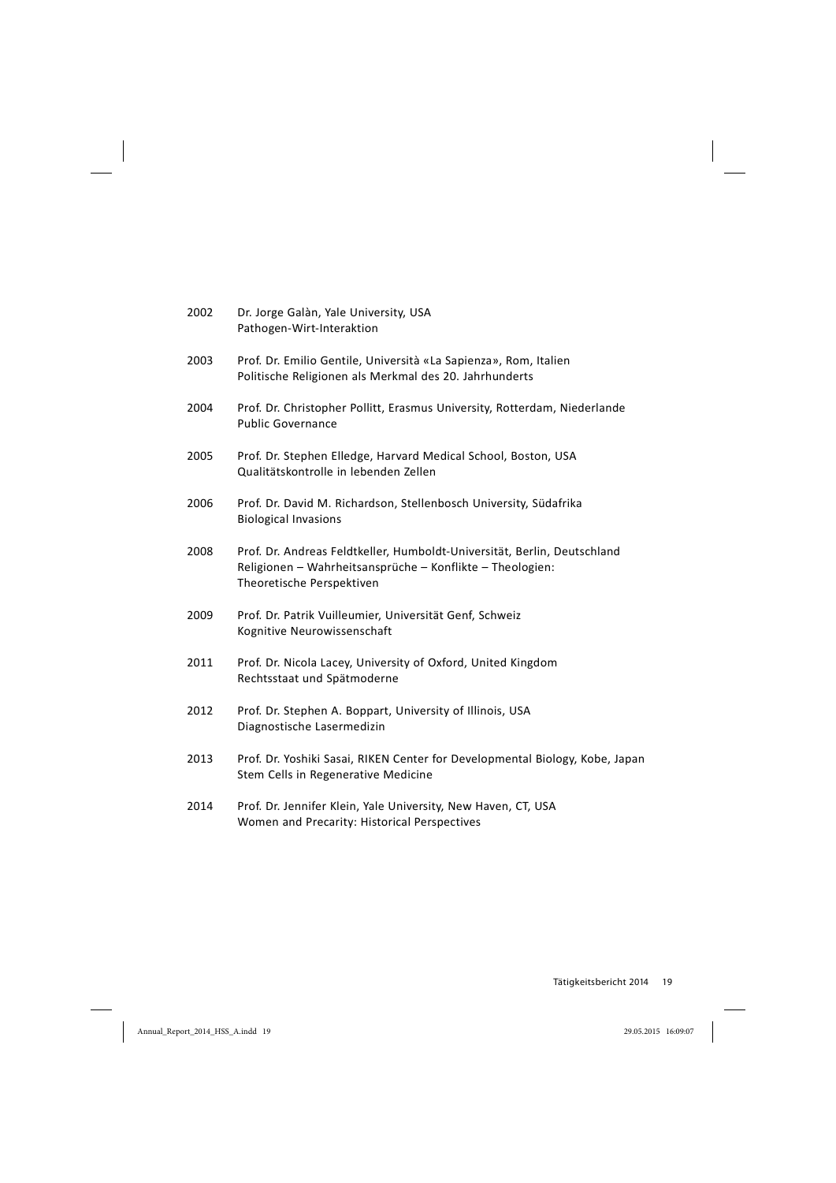| | |
|---|---|
| 2002 | Dr. Jorge Galàn, Yale University, USA<br>Pathogen-Wirt-Interaktion |
| 2003 | Prof. Dr. Emilio Gentile, Università «La Sapienza», Rom, Italien<br>Politische Religionen als Merkmal des 20. Jahrhunderts |
| 2004 | Prof. Dr. Christopher Pollitt, Erasmus University, Rotterdam, Niederlande<br>Public Governance |
| 2005 | Prof. Dr. Stephen Elledge, Harvard Medical School, Boston, USA<br>Qualitätskontrolle in lebenden Zellen |
| 2006 | Prof. Dr. David M. Richardson, Stellenbosch University, Südafrika<br>Biological Invasions |
| 2008 | Prof. Dr. Andreas Feldtkeller, Humboldt-Universität, Berlin, Deutschland<br>Religionen – Wahrheitsansprüche – Konflikte – Theologien:<br>Theoretische Perspektiven |
| 2009 | Prof. Dr. Patrik Vuilleumier, Universität Genf, Schweiz<br>Kognitive Neurowissenschaft |
| 2011 | Prof. Dr. Nicola Lacey, University of Oxford, United Kingdom<br>Rechtsstaat und Spätmoderne |
| 2012 | Prof. Dr. Stephen A. Boppart, University of Illinois, USA<br>Diagnostische Lasermedizin |
| 2013 | Prof. Dr. Yoshiki Sasai, RIKEN Center for Developmental Biology, Kobe, Japan<br>Stem Cells in Regenerative Medicine |
| 2014 | Prof. Dr. Jennifer Klein, Yale University, New Haven, CT, USA<br>Women and Precarity: Historical Perspectives |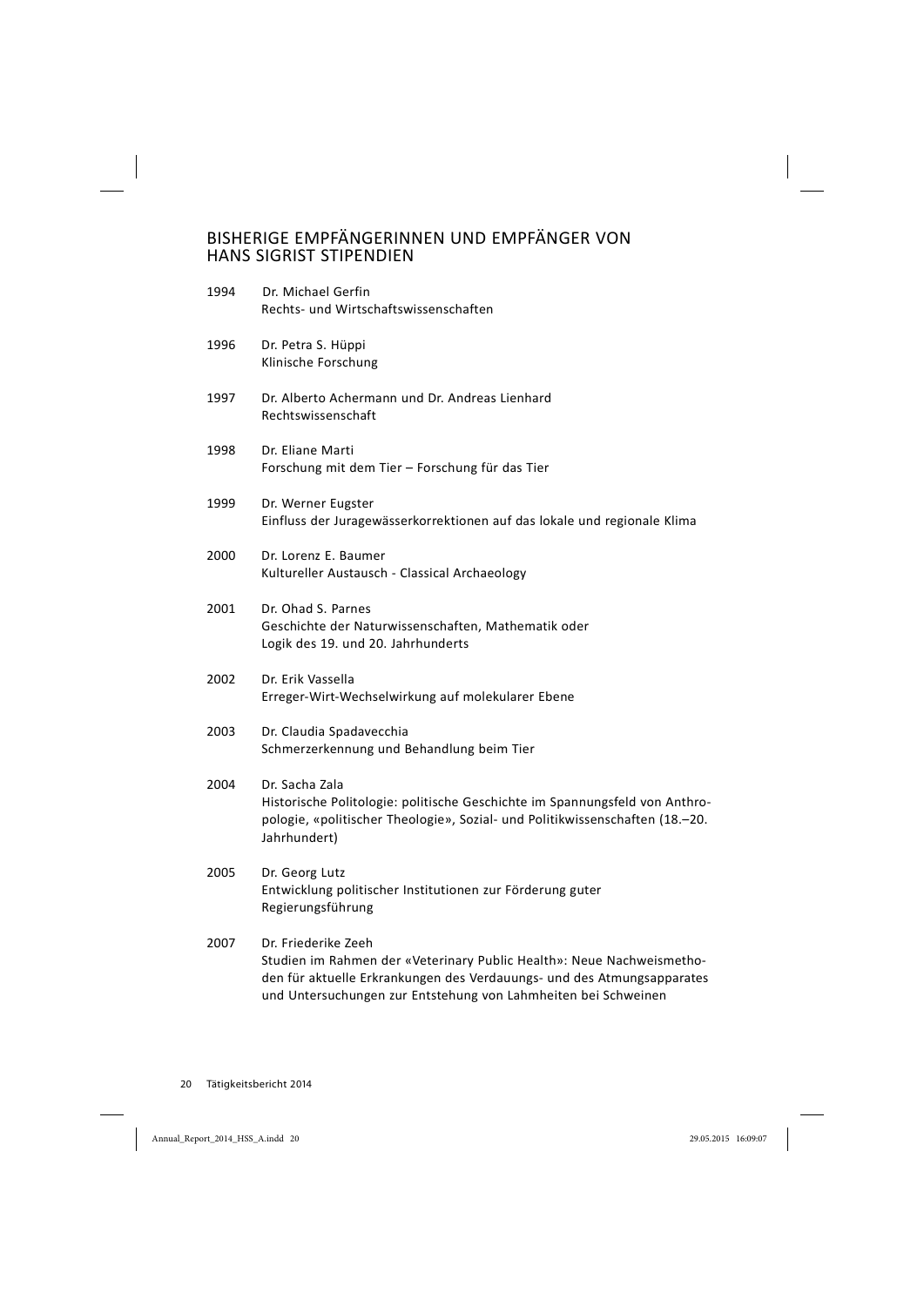# BISHERIGE EMPFÄNGERINNEN UND EMPFÄNGER VON HANS SIGRIST STIPENDIEN

1994 Dr. Michael Gerfin
Rechts- und Wirtschaftswissenschaften

1996 Dr. Petra S. Hüppi
Klinische Forschung

1997 Dr. Alberto Achermann und Dr. Andreas Lienhard
Rechtswissenschaft

1998 Dr. Eliane Marti
Forschung mit dem Tier – Forschung für das Tier

1999 Dr. Werner Eugster
Einfluss der Juragewässerkorrektionen auf das lokale und regionale Klima

2000 Dr. Lorenz E. Baumer
Kultureller Austausch - Classical Archaeology

2001 Dr. Ohad S. Parnes
Geschichte der Naturwissenschaften, Mathematik oder Logik des 19. und 20. Jahrhunderts

2002 Dr. Erik Vassella
Erreger-Wirt-Wechselwirkung auf molekularer Ebene

2003 Dr. Claudia Spadavecchia
Schmerzerkennung und Behandlung beim Tier

2004 Dr. Sacha Zala
Historische Politologie: politische Geschichte im Spannungsfeld von Anthropologie, «politischer Theologie», Sozial- und Politikwissenschaften (18.–20. Jahrhundert)

2005 Dr. Georg Lutz
Entwicklung politischer Institutionen zur Förderung guter Regierungsführung

2007 Dr. Friederike Zeeh
Studien im Rahmen der «Veterinary Public Health»: Neue Nachweismethoden für aktuelle Erkrankungen des Verdauungs- und des Atmungsapparates und Untersuchungen zur Entstehung von Lahmheiten bei Schweinen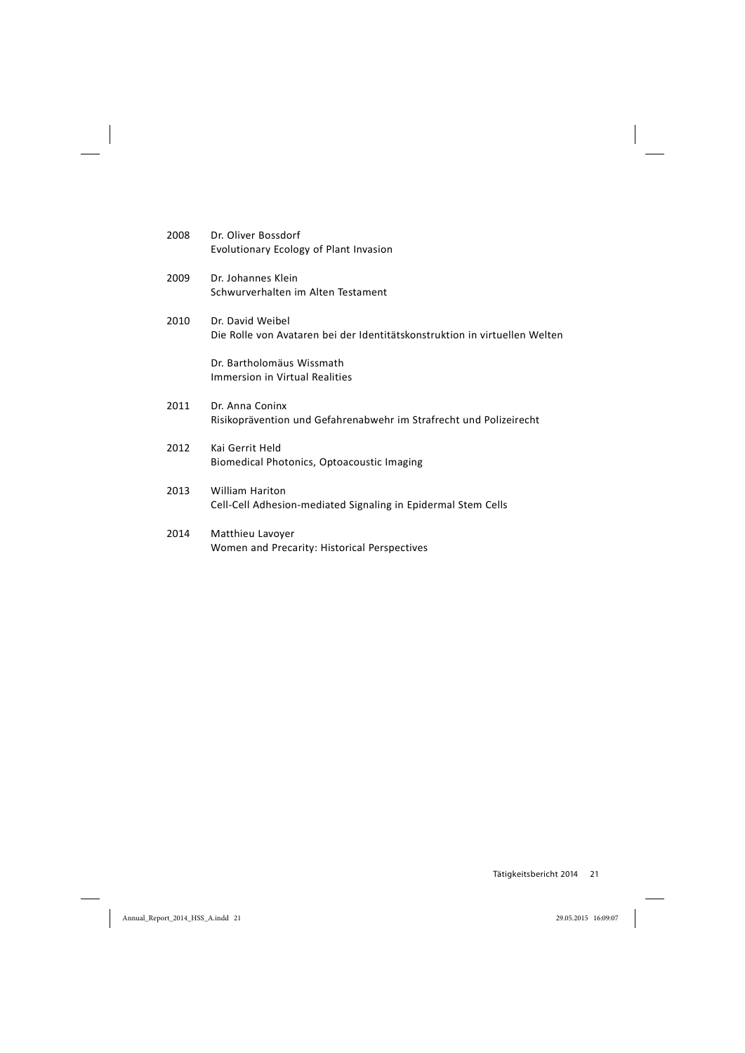2008 Dr. Oliver Bossdorf
Evolutionary Ecology of Plant Invasion

2009 Dr. Johannes Klein
Schwurverhalten im Alten Testament

2010 Dr. David Weibel
Die Rolle von Avataren bei der Identitätskonstruktion in virtuellen Welten

Dr. Bartholomäus Wissmath
Immersion in Virtual Realities

2011 Dr. Anna Coninx
Risikoprävention und Gefahrenabwehr im Strafrecht und Polizeirecht

2012 Kai Gerrit Held
Biomedical Photonics, Optoacoustic Imaging

2013 William Hariton
Cell-Cell Adhesion-mediated Signaling in Epidermal Stem Cells

2014 Matthieu Lavoyer
Women and Precarity: Historical Perspectives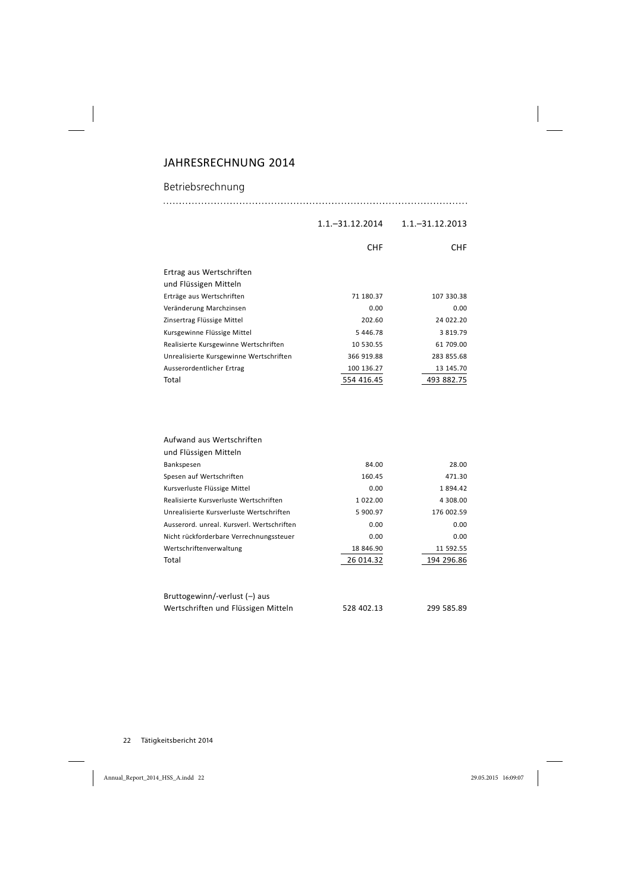# JAHRESRECHNUNG 2014

## Betriebsrechnung

| | 1.1.–31.12.2014 | 1.1.–31.12.2013 |
|---|---|---|
| | CHF | CHF |
| **Ertrag aus Wertschriften und Flüssigen Mitteln** | | |
| Erträge aus Wertschriften | 71 180.37 | 107 330.38 |
| Veränderung Marchzinsen | 0.00 | 0.00 |
| Zinsertrag Flüssige Mittel | 202.60 | 24 022.20 |
| Kursgewinne Flüssige Mittel | 5 446.78 | 3 819.79 |
| Realisierte Kursgewinne Wertschriften | 10 530.55 | 61 709.00 |
| Unrealisierte Kursgewinne Wertschriften | 366 919.88 | 283 855.68 |
| Ausserordentlicher Ertrag | 100 136.27 | 13 145.70 |
| Total | 554 416.45 | 493 882.75 |
| **Aufwand aus Wertschriften und Flüssigen Mitteln** | | |
| Bankspesen | 84.00 | 28.00 |
| Spesen auf Wertschriften | 160.45 | 471.30 |
| Kursverluste Flüssige Mittel | 0.00 | 1 894.42 |
| Realisierte Kursverluste Wertschriften | 1 022.00 | 4 308.00 |
| Unrealisierte Kursverluste Wertschriften | 5 900.97 | 176 002.59 |
| Ausserord. unreal. Kursverl. Wertschriften | 0.00 | 0.00 |
| Nicht rückforderbare Verrechnungssteuer | 0.00 | 0.00 |
| Wertschriftenverwaltung | 18 846.90 | 11 592.55 |
| Total | 26 014.32 | 194 296.86 |
| **Bruttogewinn/-verlust (–) aus Wertschriften und Flüssigen Mitteln** | 528 402.13 | 299 585.89 |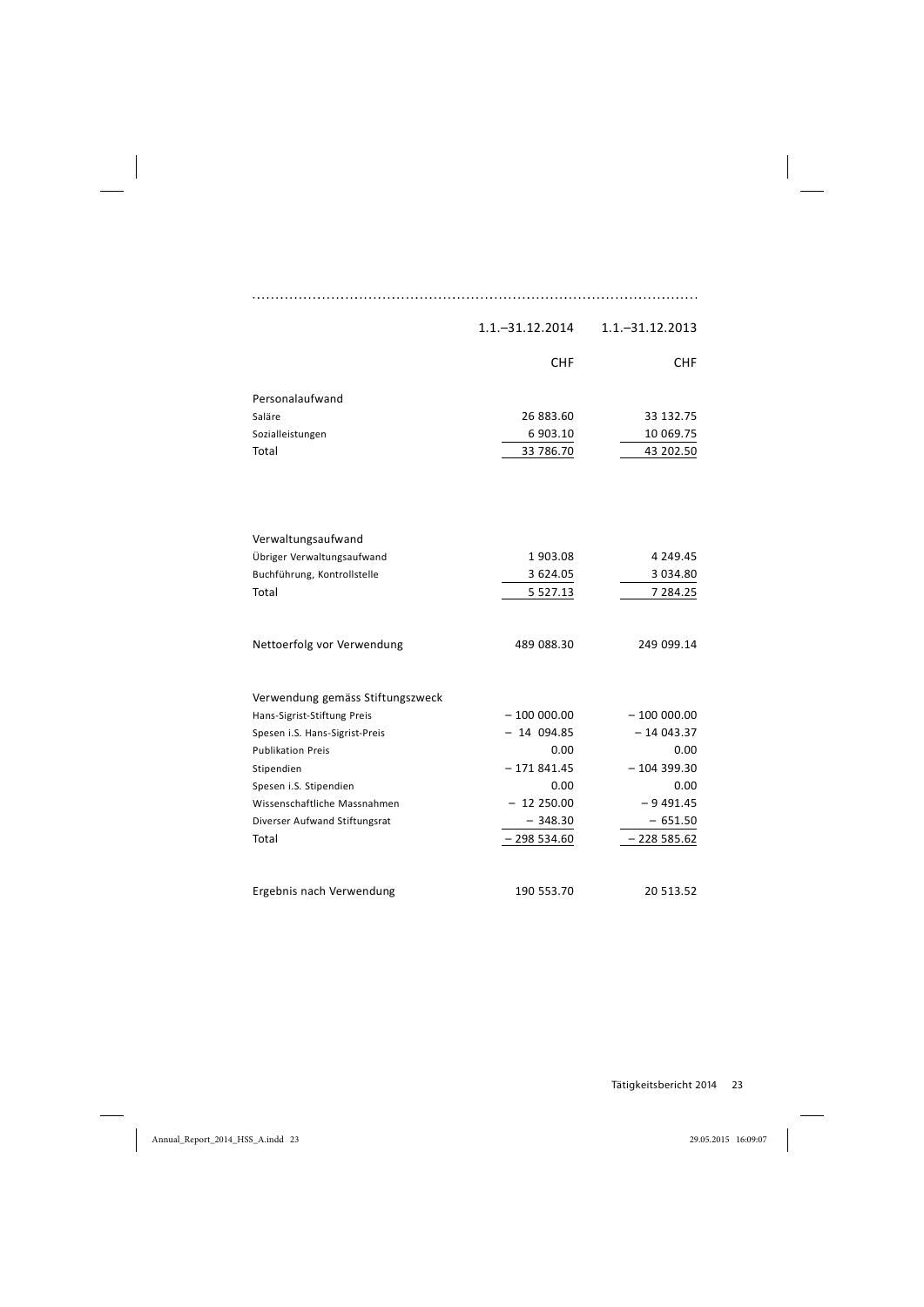| | 1.1.–31.12.2014 | 1.1.–31.12.2013 |
|---|---:|---:|
| | CHF | CHF |
| Personalaufwand | | |
| Saläre | 26 883.60 | 33 132.75 |
| Sozialleistungen | 6 903.10 | 10 069.75 |
| Total | 33 786.70 | 43 202.50 |
| | | |
| Verwaltungsaufwand | | |
| Übriger Verwaltungsaufwand | 1 903.08 | 4 249.45 |
| Buchführung, Kontrollstelle | 3 624.05 | 3 034.80 |
| Total | 5 527.13 | 7 284.25 |
| | | |
| Nettoerfolg vor Verwendung | 489 088.30 | 249 099.14 |
| | | |
| Verwendung gemäss Stiftungszweck | | |
| Hans-Sigrist-Stiftung Preis | – 100 000.00 | – 100 000.00 |
| Spesen i.S. Hans-Sigrist-Preis | – 14 094.85 | – 14 043.37 |
| Publikation Preis | 0.00 | 0.00 |
| Stipendien | – 171 841.45 | – 104 399.30 |
| Spesen i.S. Stipendien | 0.00 | 0.00 |
| Wissenschaftliche Massnahmen | – 12 250.00 | – 9 491.45 |
| Diverser Aufwand Stiftungsrat | – 348.30 | – 651.50 |
| Total | – 298 534.60 | – 228 585.62 |
| | | |
| Ergebnis nach Verwendung | 190 553.70 | 20 513.52 |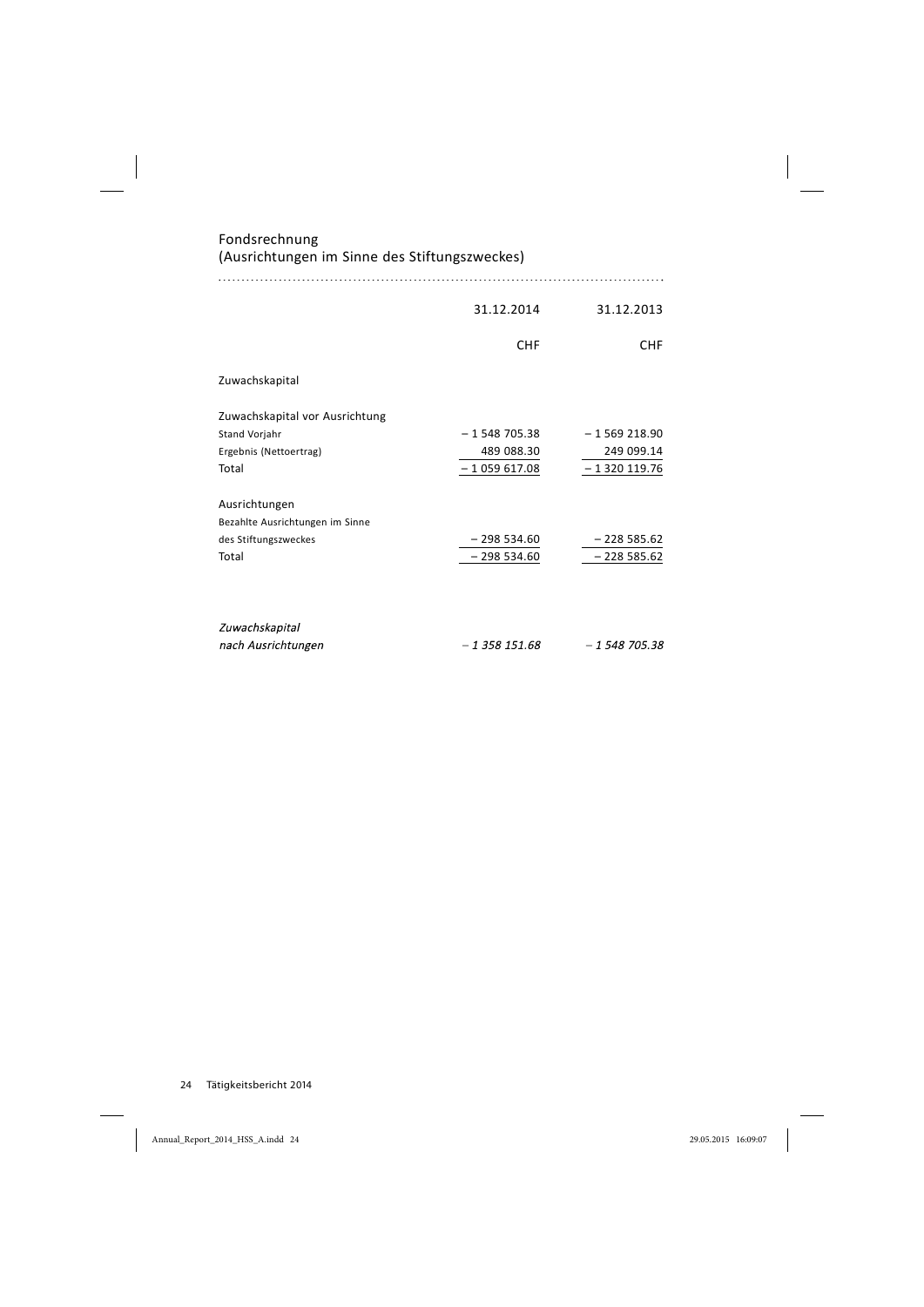## Fondsrechnung
## (Ausrichtungen im Sinne des Stiftungszweckes)

| | 31.12.2014 | 31.12.2013 |
|---|---|---|
| | CHF | CHF |
| Zuwachskapital | | |
| Zuwachskapital vor Ausrichtung | | |
| Stand Vorjahr | – 1 548 705.38 | – 1 569 218.90 |
| Ergebnis (Nettoertrag) | 489 088.30 | 249 099.14 |
| Total | – 1 059 617.08 | – 1 320 119.76 |
| Ausrichtungen | | |
| Bezahlte Ausrichtungen im Sinne des Stiftungszweckes | – 298 534.60 | – 228 585.62 |
| Total | – 298 534.60 | – 228 585.62 |
| *Zuwachskapital nach Ausrichtungen* | *– 1 358 151.68* | *– 1 548 705.38* |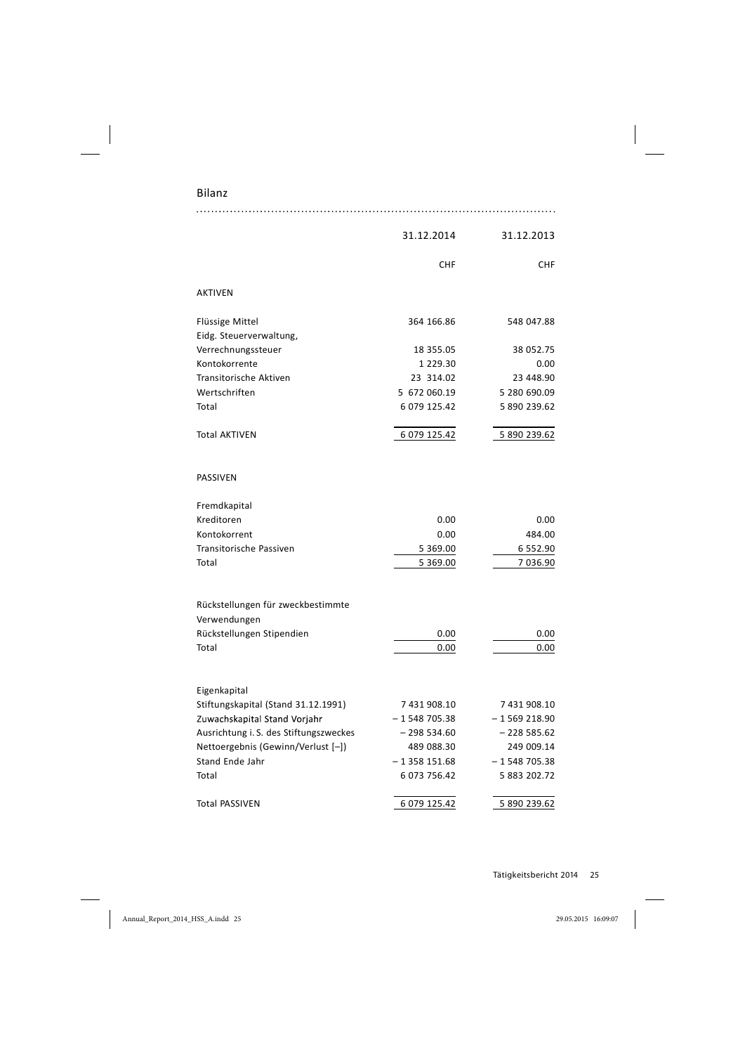## Bilanz

| | 31.12.2014 | 31.12.2013 |
|---|---:|---:|
| | CHF | CHF |
| **AKTIVEN** | | |
| Flüssige Mittel | 364 166.86 | 548 047.88 |
| Eidg. Steuerverwaltung, Verrechnungssteuer | 18 355.05 | 38 052.75 |
| Kontokorrente | 1 229.30 | 0.00 |
| Transitorische Aktiven | 23 314.02 | 23 448.90 |
| Wertschriften | 5 672 060.19 | 5 280 690.09 |
| Total | 6 079 125.42 | 5 890 239.62 |
| Total AKTIVEN | 6 079 125.42 | 5 890 239.62 |
| **PASSIVEN** | | |
| Fremdkapital | | |
| Kreditoren | 0.00 | 0.00 |
| Kontokorrent | 0.00 | 484.00 |
| Transitorische Passiven | 5 369.00 | 6 552.90 |
| Total | 5 369.00 | 7 036.90 |
| Rückstellungen für zweckbestimmte Verwendungen | | |
| Rückstellungen Stipendien | 0.00 | 0.00 |
| Total | 0.00 | 0.00 |
| Eigenkapital | | |
| Stiftungskapital (Stand 31.12.1991) | 7 431 908.10 | 7 431 908.10 |
| Zuwachskapital Stand Vorjahr | – 1 548 705.38 | – 1 569 218.90 |
| Ausrichtung i. S. des Stiftungszweckes | – 298 534.60 | – 228 585.62 |
| Nettoergebnis (Gewinn/Verlust [–]) | 489 088.30 | 249 009.14 |
| Stand Ende Jahr | – 1 358 151.68 | – 1 548 705.38 |
| Total | 6 073 756.42 | 5 883 202.72 |
| Total PASSIVEN | 6 079 125.42 | 5 890 239.62 |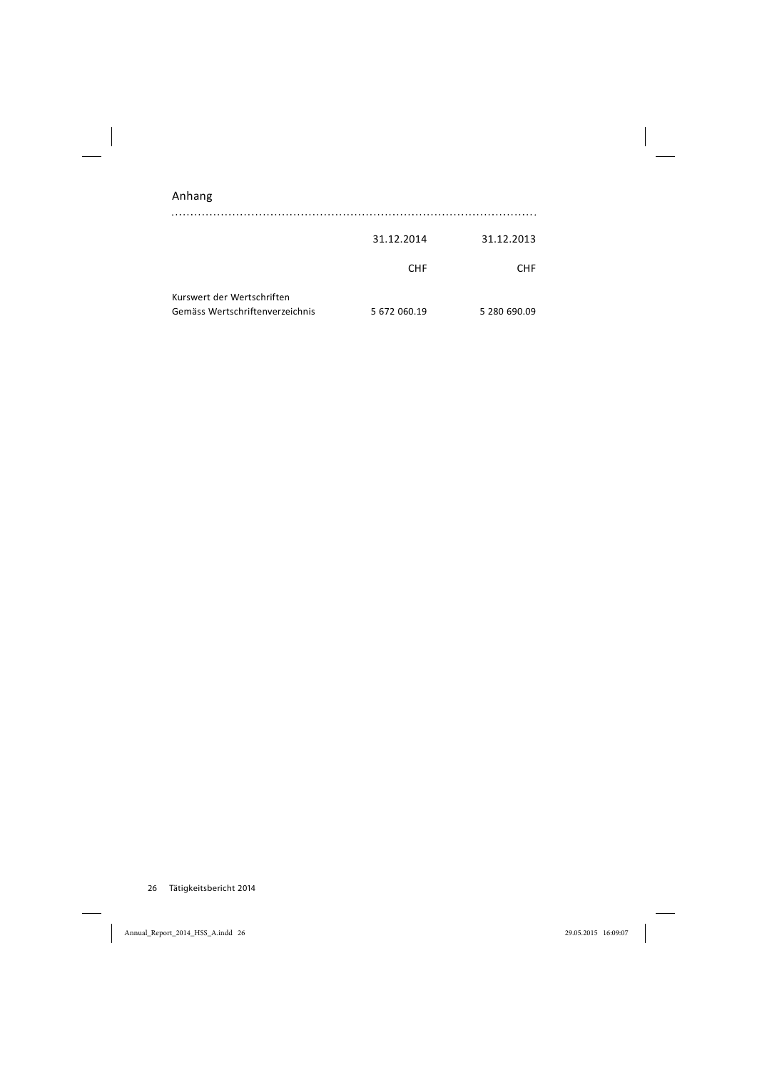## Anhang

| | 31.12.2014 | 31.12.2013 |
|---|---|---|
| | CHF | CHF |
| Kurswert der Wertschriften Gemäss Wertschriftenverzeichnis | 5 672 060.19 | 5 280 690.09 |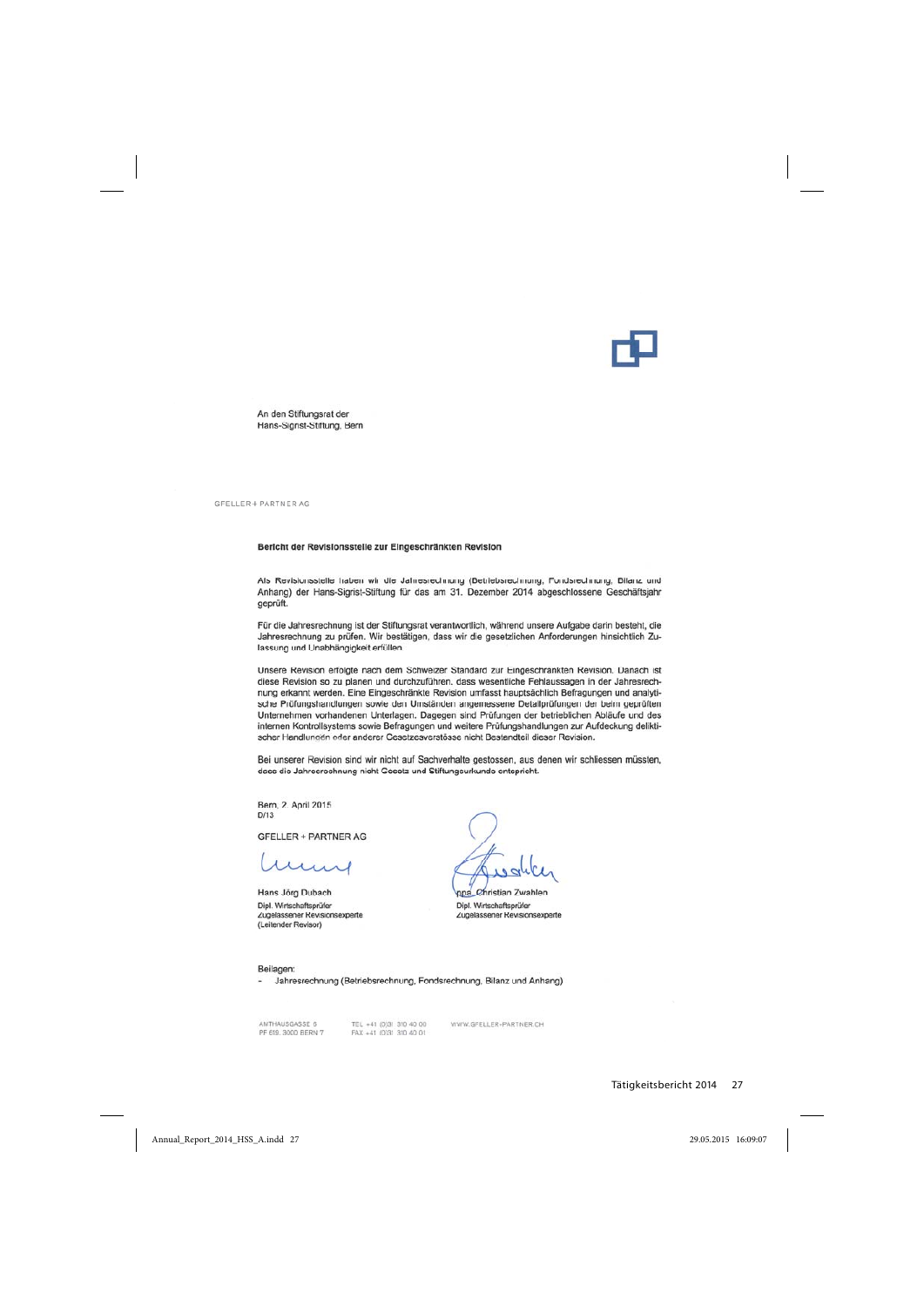An den Stiftungsrat der
Hans-Sigrist-Stiftung, Bern

GFELLER + PARTNER AG

**Bericht der Revisionsstelle zur Eingeschränkten Revision**

Als Revisionsstelle haben wir die Jahresrechnung (Betriebsrechnung, Fondsrechnung, Bilanz und Anhang) der Hans-Sigrist-Stiftung für das am 31. Dezember 2014 abgeschlossene Geschäftsjahr geprüft.

Für die Jahresrechnung ist der Stiftungsrat verantwortlich, während unsere Aufgabe darin besteht, die Jahresrechnung zu prüfen. Wir bestätigen, dass wir die gesetzlichen Anforderungen hinsichtlich Zulassung und Unabhängigkeit erfüllen.

Unsere Revision erfolgte nach dem Schweizer Standard zur Eingeschränkten Revision. Danach ist diese Revision so zu planen und durchzuführen, dass wesentliche Fehlaussagen in der Jahresrechnung erkannt werden. Eine Eingeschränkte Revision umfasst hauptsächlich Befragungen und analytische Prüfungshandlungen sowie den Umständen angemessene Detailprüfungen der beim geprüften Unternehmen vorhandenen Unterlagen. Dagegen sind Prüfungen der betrieblichen Abläufe und des internen Kontrollsystems sowie Befragungen und weitere Prüfungshandlungen zur Aufdeckung deliktischer Handlungen oder anderer Gesetzesverstösse nicht Bestandteil dieser Revision.

Bei unserer Revision sind wir nicht auf Sachverhalte gestossen, aus denen wir schliessen müssten, dass die Jahresrechnung nicht Gesetz und Stiftungsurkunde entspricht.

Bern, 2. April 2015
D/13

GFELLER + PARTNER AG

Hans Jörg Dubach
Dipl. Wirtschaftsprüfer
Zugelassener Revisionsexperte
(Leitender Revisor)

ppa. Christian Zwahlen
Dipl. Wirtschaftsprüfer
Zugelassener Revisionsexperte

Beilagen:

- Jahresrechnung (Betriebsrechnung, Fondsrechnung, Bilanz und Anhang)

ANTHAUSGASSE 9
PF 619, 3000 BERN 7
TEL +41 (0)31 310 40 00
FAX +41 (0)31 310 40 01
WWW.GFELLER-PARTNER.CH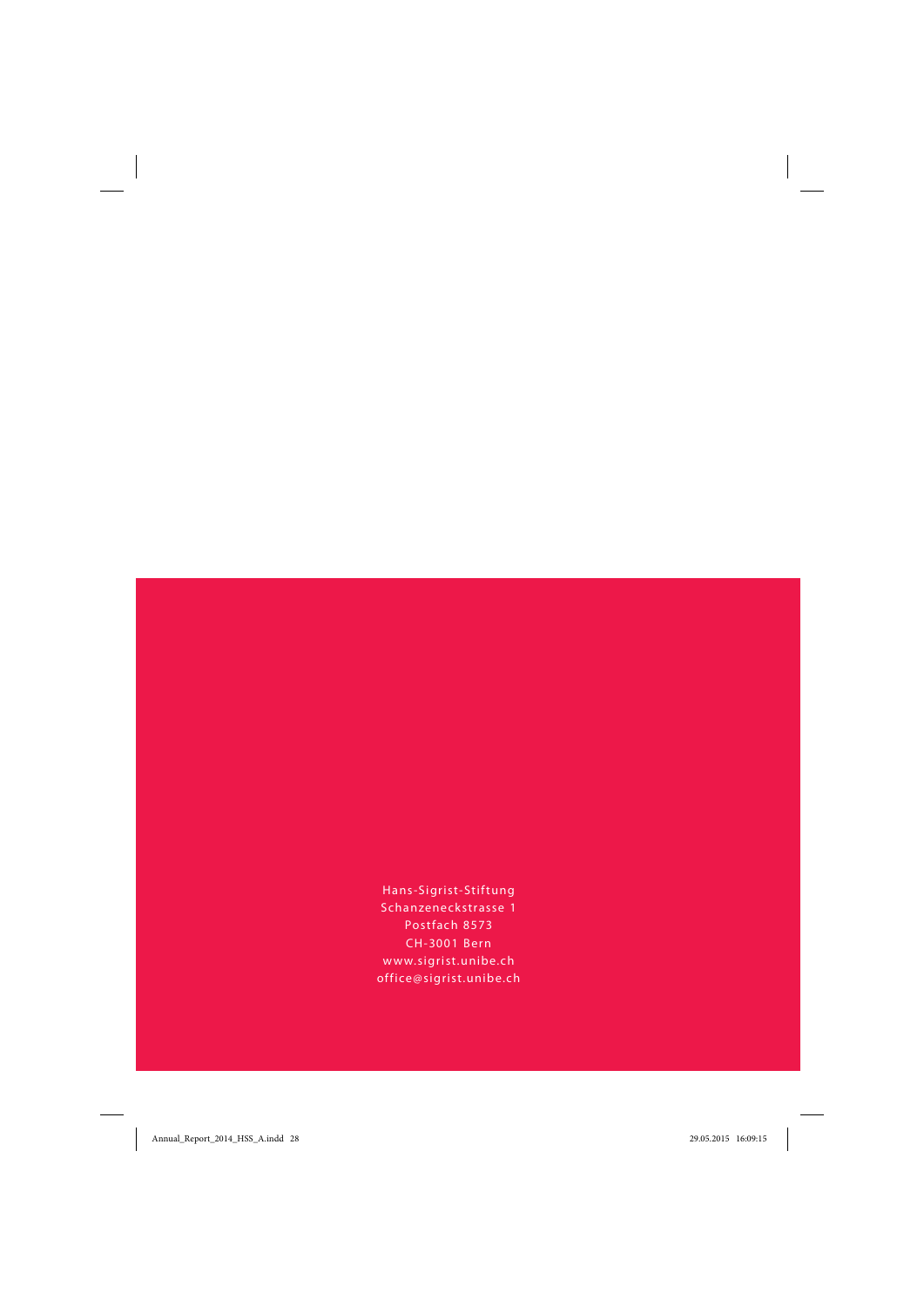Hans-Sigrist-Stiftung
Schanzeneckstrasse 1
Postfach 8573
CH-3001 Bern
www.sigrist.unibe.ch
office@sigrist.unibe.ch